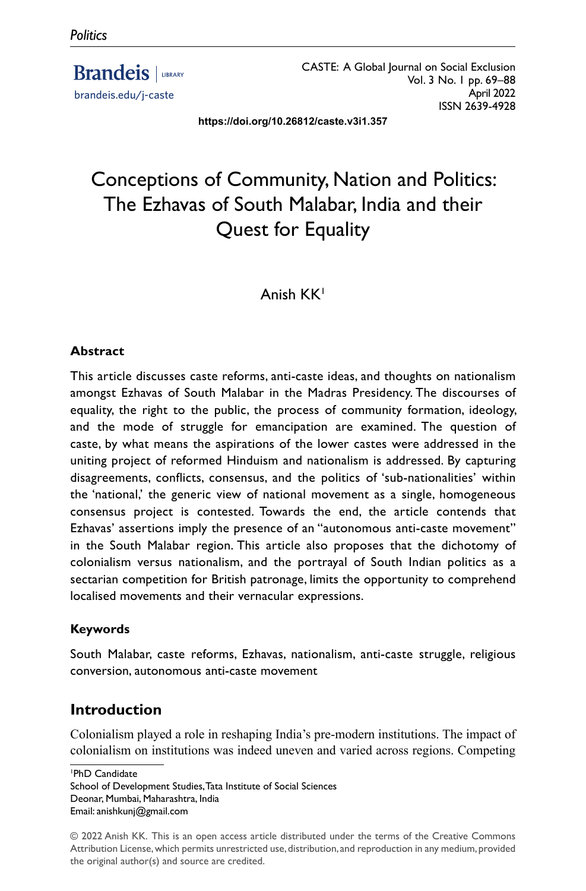Politics

Brandeis | LIBRARY
brandeis.edu/j-caste

CASTE: A Global Journal on Social Exclusion
Vol. 3 No. 1 pp. 69–88
April 2022
ISSN 2639-4928

https://doi.org/10.26812/caste.v3i1.357

# Conceptions of Community, Nation and Politics: The Ezhavas of South Malabar, India and their Quest for Equality

Anish KK[1]

### Abstract

This article discusses caste reforms, anti-caste ideas, and thoughts on nationalism amongst Ezhavas of South Malabar in the Madras Presidency. The discourses of equality, the right to the public, the process of community formation, ideology, and the mode of struggle for emancipation are examined. The question of caste, by what means the aspirations of the lower castes were addressed in the uniting project of reformed Hinduism and nationalism is addressed. By capturing disagreements, conflicts, consensus, and the politics of 'sub-nationalities' within the 'national,' the generic view of national movement as a single, homogeneous consensus project is contested. Towards the end, the article contends that Ezhavas' assertions imply the presence of an "autonomous anti-caste movement" in the South Malabar region. This article also proposes that the dichotomy of colonialism versus nationalism, and the portrayal of South Indian politics as a sectarian competition for British patronage, limits the opportunity to comprehend localised movements and their vernacular expressions.

### Keywords

South Malabar, caste reforms, Ezhavas, nationalism, anti-caste struggle, religious conversion, autonomous anti-caste movement

## Introduction

Colonialism played a role in reshaping India's pre-modern institutions. The impact of colonialism on institutions was indeed uneven and varied across regions. Competing

[1]PhD Candidate
School of Development Studies, Tata Institute of Social Sciences
Deonar, Mumbai, Maharashtra, India
Email: anishkunj@gmail.com

© 2022 Anish KK. This is an open access article distributed under the terms of the Creative Commons Attribution License, which permits unrestricted use, distribution, and reproduction in any medium, provided the original author(s) and source are credited.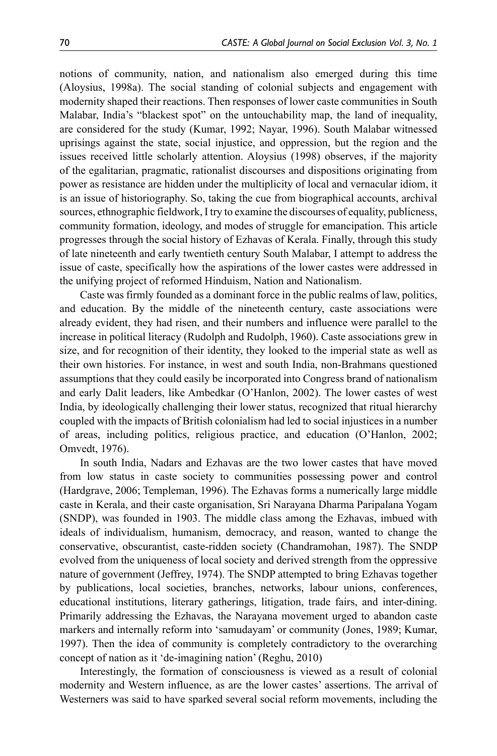notions of community, nation, and nationalism also emerged during this time (Aloysius, 1998a). The social standing of colonial subjects and engagement with modernity shaped their reactions. Then responses of lower caste communities in South Malabar, India's "blackest spot" on the untouchability map, the land of inequality, are considered for the study (Kumar, 1992; Nayar, 1996). South Malabar witnessed uprisings against the state, social injustice, and oppression, but the region and the issues received little scholarly attention. Aloysius (1998) observes, if the majority of the egalitarian, pragmatic, rationalist discourses and dispositions originating from power as resistance are hidden under the multiplicity of local and vernacular idiom, it is an issue of historiography. So, taking the cue from biographical accounts, archival sources, ethnographic fieldwork, I try to examine the discourses of equality, publicness, community formation, ideology, and modes of struggle for emancipation. This article progresses through the social history of Ezhavas of Kerala. Finally, through this study of late nineteenth and early twentieth century South Malabar, I attempt to address the issue of caste, specifically how the aspirations of the lower castes were addressed in the unifying project of reformed Hinduism, Nation and Nationalism.

Caste was firmly founded as a dominant force in the public realms of law, politics, and education. By the middle of the nineteenth century, caste associations were already evident, they had risen, and their numbers and influence were parallel to the increase in political literacy (Rudolph and Rudolph, 1960). Caste associations grew in size, and for recognition of their identity, they looked to the imperial state as well as their own histories. For instance, in west and south India, non-Brahmans questioned assumptions that they could easily be incorporated into Congress brand of nationalism and early Dalit leaders, like Ambedkar (O'Hanlon, 2002). The lower castes of west India, by ideologically challenging their lower status, recognized that ritual hierarchy coupled with the impacts of British colonialism had led to social injustices in a number of areas, including politics, religious practice, and education (O'Hanlon, 2002; Omvedt, 1976).

In south India, Nadars and Ezhavas are the two lower castes that have moved from low status in caste society to communities possessing power and control (Hardgrave, 2006; Templeman, 1996). The Ezhavas forms a numerically large middle caste in Kerala, and their caste organisation, Sri Narayana Dharma Paripalana Yogam (SNDP), was founded in 1903. The middle class among the Ezhavas, imbued with ideals of individualism, humanism, democracy, and reason, wanted to change the conservative, obscurantist, caste-ridden society (Chandramohan, 1987). The SNDP evolved from the uniqueness of local society and derived strength from the oppressive nature of government (Jeffrey, 1974). The SNDP attempted to bring Ezhavas together by publications, local societies, branches, networks, labour unions, conferences, educational institutions, literary gatherings, litigation, trade fairs, and inter-dining. Primarily addressing the Ezhavas, the Narayana movement urged to abandon caste markers and internally reform into 'samudayam' or community (Jones, 1989; Kumar, 1997). Then the idea of community is completely contradictory to the overarching concept of nation as it 'de-imagining nation' (Reghu, 2010)

Interestingly, the formation of consciousness is viewed as a result of colonial modernity and Western influence, as are the lower castes' assertions. The arrival of Westerners was said to have sparked several social reform movements, including the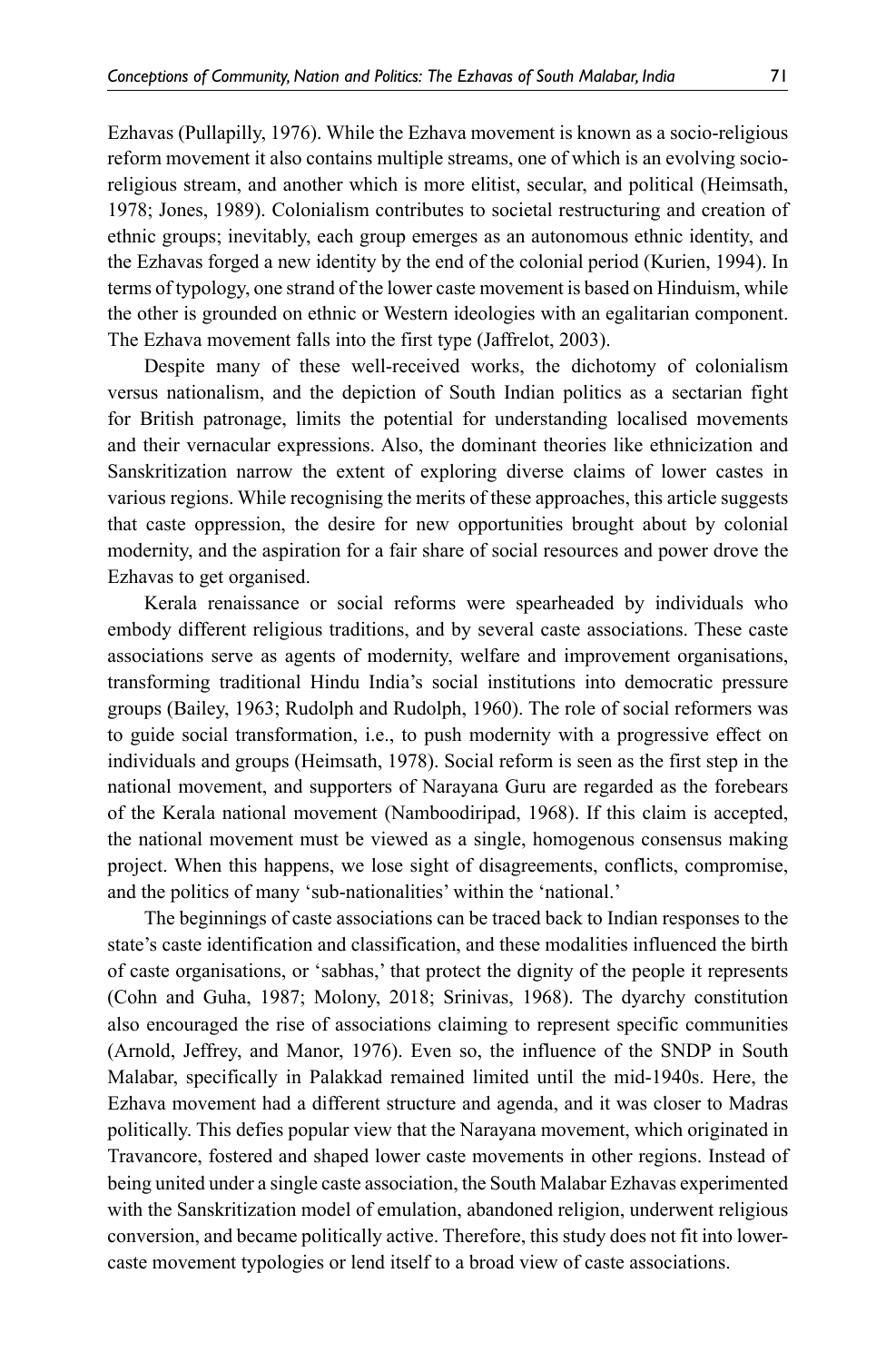Ezhavas (Pullapilly, 1976). While the Ezhava movement is known as a socio-religious reform movement it also contains multiple streams, one of which is an evolving socio-religious stream, and another which is more elitist, secular, and political (Heimsath, 1978; Jones, 1989). Colonialism contributes to societal restructuring and creation of ethnic groups; inevitably, each group emerges as an autonomous ethnic identity, and the Ezhavas forged a new identity by the end of the colonial period (Kurien, 1994). In terms of typology, one strand of the lower caste movement is based on Hinduism, while the other is grounded on ethnic or Western ideologies with an egalitarian component. The Ezhava movement falls into the first type (Jaffrelot, 2003).

Despite many of these well-received works, the dichotomy of colonialism versus nationalism, and the depiction of South Indian politics as a sectarian fight for British patronage, limits the potential for understanding localised movements and their vernacular expressions. Also, the dominant theories like ethnicization and Sanskritization narrow the extent of exploring diverse claims of lower castes in various regions. While recognising the merits of these approaches, this article suggests that caste oppression, the desire for new opportunities brought about by colonial modernity, and the aspiration for a fair share of social resources and power drove the Ezhavas to get organised.

Kerala renaissance or social reforms were spearheaded by individuals who embody different religious traditions, and by several caste associations. These caste associations serve as agents of modernity, welfare and improvement organisations, transforming traditional Hindu India's social institutions into democratic pressure groups (Bailey, 1963; Rudolph and Rudolph, 1960). The role of social reformers was to guide social transformation, i.e., to push modernity with a progressive effect on individuals and groups (Heimsath, 1978). Social reform is seen as the first step in the national movement, and supporters of Narayana Guru are regarded as the forebears of the Kerala national movement (Namboodiripad, 1968). If this claim is accepted, the national movement must be viewed as a single, homogenous consensus making project. When this happens, we lose sight of disagreements, conflicts, compromise, and the politics of many 'sub-nationalities' within the 'national.'

The beginnings of caste associations can be traced back to Indian responses to the state's caste identification and classification, and these modalities influenced the birth of caste organisations, or 'sabhas,' that protect the dignity of the people it represents (Cohn and Guha, 1987; Molony, 2018; Srinivas, 1968). The dyarchy constitution also encouraged the rise of associations claiming to represent specific communities (Arnold, Jeffrey, and Manor, 1976). Even so, the influence of the SNDP in South Malabar, specifically in Palakkad remained limited until the mid-1940s. Here, the Ezhava movement had a different structure and agenda, and it was closer to Madras politically. This defies popular view that the Narayana movement, which originated in Travancore, fostered and shaped lower caste movements in other regions. Instead of being united under a single caste association, the South Malabar Ezhavas experimented with the Sanskritization model of emulation, abandoned religion, underwent religious conversion, and became politically active. Therefore, this study does not fit into lower-caste movement typologies or lend itself to a broad view of caste associations.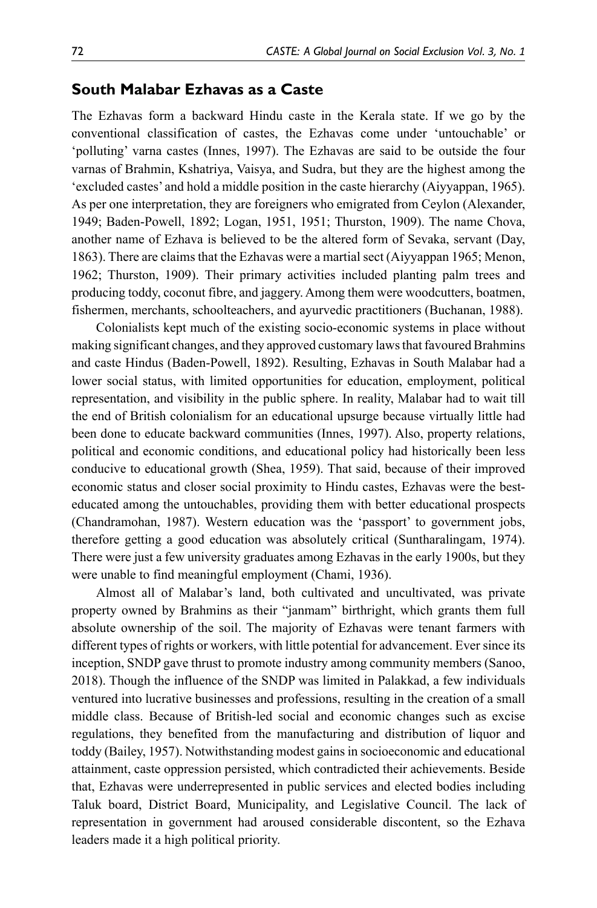## South Malabar Ezhavas as a Caste

The Ezhavas form a backward Hindu caste in the Kerala state. If we go by the conventional classification of castes, the Ezhavas come under 'untouchable' or 'polluting' varna castes (Innes, 1997). The Ezhavas are said to be outside the four varnas of Brahmin, Kshatriya, Vaisya, and Sudra, but they are the highest among the 'excluded castes' and hold a middle position in the caste hierarchy (Aiyyappan, 1965). As per one interpretation, they are foreigners who emigrated from Ceylon (Alexander, 1949; Baden-Powell, 1892; Logan, 1951, 1951; Thurston, 1909). The name Chova, another name of Ezhava is believed to be the altered form of Sevaka, servant (Day, 1863). There are claims that the Ezhavas were a martial sect (Aiyyappan 1965; Menon, 1962; Thurston, 1909). Their primary activities included planting palm trees and producing toddy, coconut fibre, and jaggery. Among them were woodcutters, boatmen, fishermen, merchants, schoolteachers, and ayurvedic practitioners (Buchanan, 1988).

Colonialists kept much of the existing socio-economic systems in place without making significant changes, and they approved customary laws that favoured Brahmins and caste Hindus (Baden-Powell, 1892). Resulting, Ezhavas in South Malabar had a lower social status, with limited opportunities for education, employment, political representation, and visibility in the public sphere. In reality, Malabar had to wait till the end of British colonialism for an educational upsurge because virtually little had been done to educate backward communities (Innes, 1997). Also, property relations, political and economic conditions, and educational policy had historically been less conducive to educational growth (Shea, 1959). That said, because of their improved economic status and closer social proximity to Hindu castes, Ezhavas were the best-educated among the untouchables, providing them with better educational prospects (Chandramohan, 1987). Western education was the 'passport' to government jobs, therefore getting a good education was absolutely critical (Suntharalingam, 1974). There were just a few university graduates among Ezhavas in the early 1900s, but they were unable to find meaningful employment (Chami, 1936).

Almost all of Malabar's land, both cultivated and uncultivated, was private property owned by Brahmins as their "janmam" birthright, which grants them full absolute ownership of the soil. The majority of Ezhavas were tenant farmers with different types of rights or workers, with little potential for advancement. Ever since its inception, SNDP gave thrust to promote industry among community members (Sanoo, 2018). Though the influence of the SNDP was limited in Palakkad, a few individuals ventured into lucrative businesses and professions, resulting in the creation of a small middle class. Because of British-led social and economic changes such as excise regulations, they benefited from the manufacturing and distribution of liquor and toddy (Bailey, 1957). Notwithstanding modest gains in socioeconomic and educational attainment, caste oppression persisted, which contradicted their achievements. Beside that, Ezhavas were underrepresented in public services and elected bodies including Taluk board, District Board, Municipality, and Legislative Council. The lack of representation in government had aroused considerable discontent, so the Ezhava leaders made it a high political priority.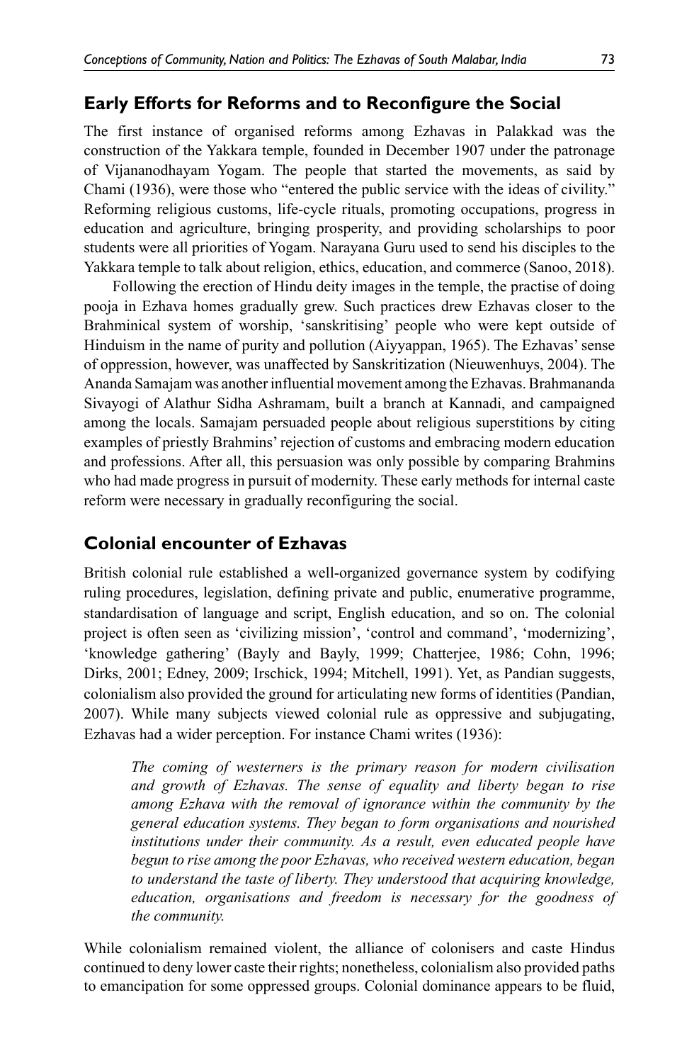## Early Efforts for Reforms and to Reconfigure the Social

The first instance of organised reforms among Ezhavas in Palakkad was the construction of the Yakkara temple, founded in December 1907 under the patronage of Vijananodhayam Yogam. The people that started the movements, as said by Chami (1936), were those who "entered the public service with the ideas of civility." Reforming religious customs, life-cycle rituals, promoting occupations, progress in education and agriculture, bringing prosperity, and providing scholarships to poor students were all priorities of Yogam. Narayana Guru used to send his disciples to the Yakkara temple to talk about religion, ethics, education, and commerce (Sanoo, 2018).

Following the erection of Hindu deity images in the temple, the practise of doing pooja in Ezhava homes gradually grew. Such practices drew Ezhavas closer to the Brahminical system of worship, 'sanskritising' people who were kept outside of Hinduism in the name of purity and pollution (Aiyyappan, 1965). The Ezhavas' sense of oppression, however, was unaffected by Sanskritization (Nieuwenhuys, 2004). The Ananda Samajam was another influential movement among the Ezhavas. Brahmananda Sivayogi of Alathur Sidha Ashramam, built a branch at Kannadi, and campaigned among the locals. Samajam persuaded people about religious superstitions by citing examples of priestly Brahmins' rejection of customs and embracing modern education and professions. After all, this persuasion was only possible by comparing Brahmins who had made progress in pursuit of modernity. These early methods for internal caste reform were necessary in gradually reconfiguring the social.

## Colonial encounter of Ezhavas

British colonial rule established a well-organized governance system by codifying ruling procedures, legislation, defining private and public, enumerative programme, standardisation of language and script, English education, and so on. The colonial project is often seen as 'civilizing mission', 'control and command', 'modernizing', 'knowledge gathering' (Bayly and Bayly, 1999; Chatterjee, 1986; Cohn, 1996; Dirks, 2001; Edney, 2009; Irschick, 1994; Mitchell, 1991). Yet, as Pandian suggests, colonialism also provided the ground for articulating new forms of identities (Pandian, 2007). While many subjects viewed colonial rule as oppressive and subjugating, Ezhavas had a wider perception. For instance Chami writes (1936):

> *The coming of westerners is the primary reason for modern civilisation and growth of Ezhavas. The sense of equality and liberty began to rise among Ezhava with the removal of ignorance within the community by the general education systems. They began to form organisations and nourished institutions under their community. As a result, even educated people have begun to rise among the poor Ezhavas, who received western education, began to understand the taste of liberty. They understood that acquiring knowledge, education, organisations and freedom is necessary for the goodness of the community.*

While colonialism remained violent, the alliance of colonisers and caste Hindus continued to deny lower caste their rights; nonetheless, colonialism also provided paths to emancipation for some oppressed groups. Colonial dominance appears to be fluid,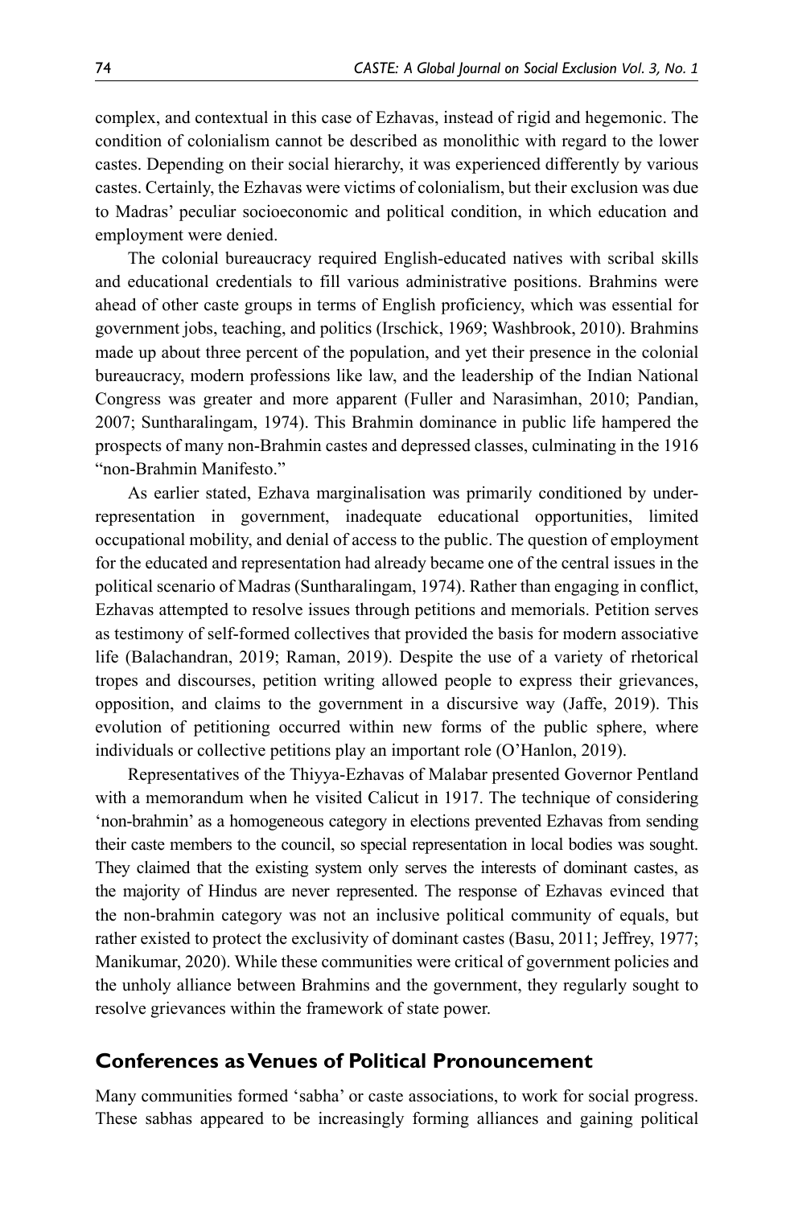complex, and contextual in this case of Ezhavas, instead of rigid and hegemonic. The condition of colonialism cannot be described as monolithic with regard to the lower castes. Depending on their social hierarchy, it was experienced differently by various castes. Certainly, the Ezhavas were victims of colonialism, but their exclusion was due to Madras' peculiar socioeconomic and political condition, in which education and employment were denied.

The colonial bureaucracy required English-educated natives with scribal skills and educational credentials to fill various administrative positions. Brahmins were ahead of other caste groups in terms of English proficiency, which was essential for government jobs, teaching, and politics (Irschick, 1969; Washbrook, 2010). Brahmins made up about three percent of the population, and yet their presence in the colonial bureaucracy, modern professions like law, and the leadership of the Indian National Congress was greater and more apparent (Fuller and Narasimhan, 2010; Pandian, 2007; Suntharalingam, 1974). This Brahmin dominance in public life hampered the prospects of many non-Brahmin castes and depressed classes, culminating in the 1916 "non-Brahmin Manifesto."

As earlier stated, Ezhava marginalisation was primarily conditioned by under-representation in government, inadequate educational opportunities, limited occupational mobility, and denial of access to the public. The question of employment for the educated and representation had already became one of the central issues in the political scenario of Madras (Suntharalingam, 1974). Rather than engaging in conflict, Ezhavas attempted to resolve issues through petitions and memorials. Petition serves as testimony of self-formed collectives that provided the basis for modern associative life (Balachandran, 2019; Raman, 2019). Despite the use of a variety of rhetorical tropes and discourses, petition writing allowed people to express their grievances, opposition, and claims to the government in a discursive way (Jaffe, 2019). This evolution of petitioning occurred within new forms of the public sphere, where individuals or collective petitions play an important role (O'Hanlon, 2019).

Representatives of the Thiyya-Ezhavas of Malabar presented Governor Pentland with a memorandum when he visited Calicut in 1917. The technique of considering 'non-brahmin' as a homogeneous category in elections prevented Ezhavas from sending their caste members to the council, so special representation in local bodies was sought. They claimed that the existing system only serves the interests of dominant castes, as the majority of Hindus are never represented. The response of Ezhavas evinced that the non-brahmin category was not an inclusive political community of equals, but rather existed to protect the exclusivity of dominant castes (Basu, 2011; Jeffrey, 1977; Manikumar, 2020). While these communities were critical of government policies and the unholy alliance between Brahmins and the government, they regularly sought to resolve grievances within the framework of state power.

## Conferences as Venues of Political Pronouncement

Many communities formed 'sabha' or caste associations, to work for social progress. These sabhas appeared to be increasingly forming alliances and gaining political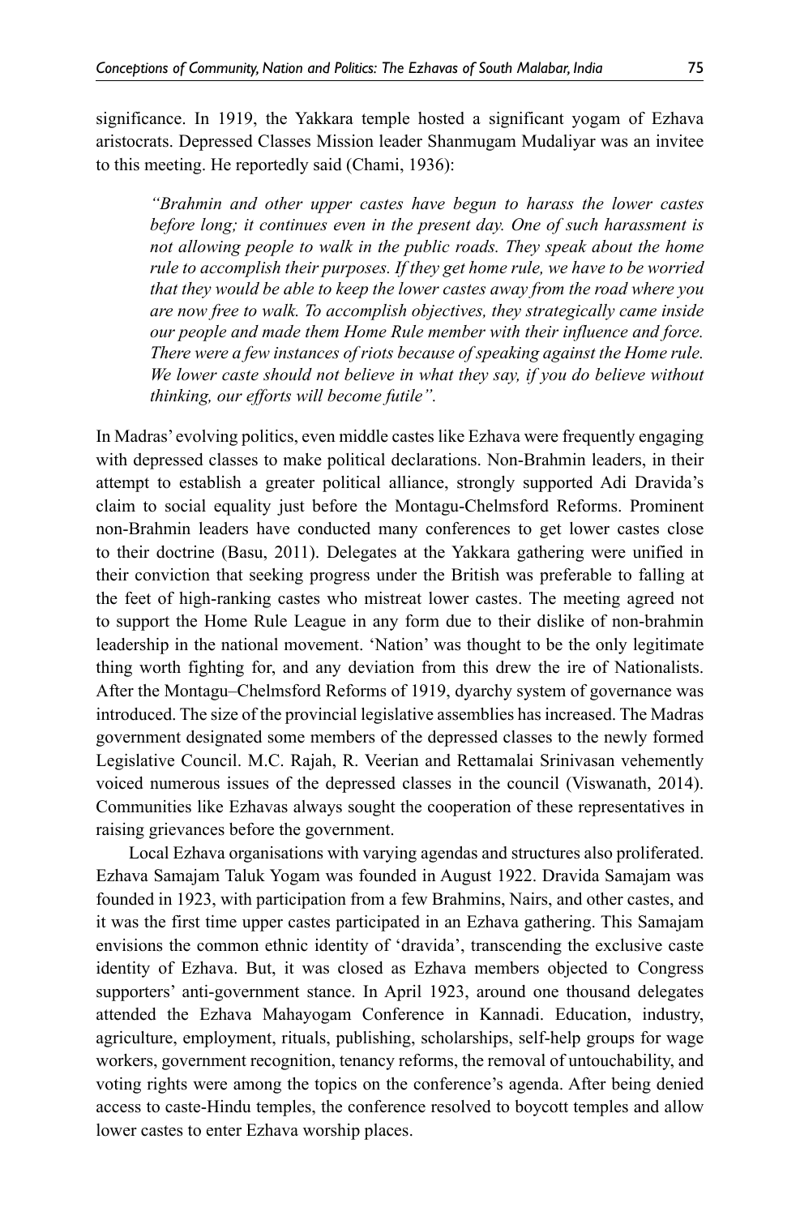significance. In 1919, the Yakkara temple hosted a significant yogam of Ezhava aristocrats. Depressed Classes Mission leader Shanmugam Mudaliyar was an invitee to this meeting. He reportedly said (Chami, 1936):

> *"Brahmin and other upper castes have begun to harass the lower castes before long; it continues even in the present day. One of such harassment is not allowing people to walk in the public roads. They speak about the home rule to accomplish their purposes. If they get home rule, we have to be worried that they would be able to keep the lower castes away from the road where you are now free to walk. To accomplish objectives, they strategically came inside our people and made them Home Rule member with their influence and force. There were a few instances of riots because of speaking against the Home rule. We lower caste should not believe in what they say, if you do believe without thinking, our efforts will become futile".*

In Madras' evolving politics, even middle castes like Ezhava were frequently engaging with depressed classes to make political declarations. Non-Brahmin leaders, in their attempt to establish a greater political alliance, strongly supported Adi Dravida's claim to social equality just before the Montagu-Chelmsford Reforms. Prominent non-Brahmin leaders have conducted many conferences to get lower castes close to their doctrine (Basu, 2011). Delegates at the Yakkara gathering were unified in their conviction that seeking progress under the British was preferable to falling at the feet of high-ranking castes who mistreat lower castes. The meeting agreed not to support the Home Rule League in any form due to their dislike of non-brahmin leadership in the national movement. 'Nation' was thought to be the only legitimate thing worth fighting for, and any deviation from this drew the ire of Nationalists. After the Montagu–Chelmsford Reforms of 1919, dyarchy system of governance was introduced. The size of the provincial legislative assemblies has increased. The Madras government designated some members of the depressed classes to the newly formed Legislative Council. M.C. Rajah, R. Veerian and Rettamalai Srinivasan vehemently voiced numerous issues of the depressed classes in the council (Viswanath, 2014). Communities like Ezhavas always sought the cooperation of these representatives in raising grievances before the government.

Local Ezhava organisations with varying agendas and structures also proliferated. Ezhava Samajam Taluk Yogam was founded in August 1922. Dravida Samajam was founded in 1923, with participation from a few Brahmins, Nairs, and other castes, and it was the first time upper castes participated in an Ezhava gathering. This Samajam envisions the common ethnic identity of 'dravida', transcending the exclusive caste identity of Ezhava. But, it was closed as Ezhava members objected to Congress supporters' anti-government stance. In April 1923, around one thousand delegates attended the Ezhava Mahayogam Conference in Kannadi. Education, industry, agriculture, employment, rituals, publishing, scholarships, self-help groups for wage workers, government recognition, tenancy reforms, the removal of untouchability, and voting rights were among the topics on the conference's agenda. After being denied access to caste-Hindu temples, the conference resolved to boycott temples and allow lower castes to enter Ezhava worship places.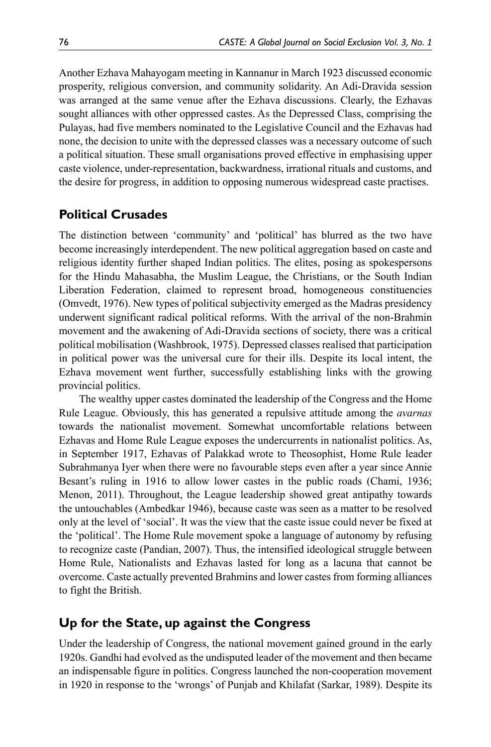Another Ezhava Mahayogam meeting in Kannanur in March 1923 discussed economic prosperity, religious conversion, and community solidarity. An Adi-Dravida session was arranged at the same venue after the Ezhava discussions. Clearly, the Ezhavas sought alliances with other oppressed castes. As the Depressed Class, comprising the Pulayas, had five members nominated to the Legislative Council and the Ezhavas had none, the decision to unite with the depressed classes was a necessary outcome of such a political situation. These small organisations proved effective in emphasising upper caste violence, under-representation, backwardness, irrational rituals and customs, and the desire for progress, in addition to opposing numerous widespread caste practises.

## Political Crusades

The distinction between 'community' and 'political' has blurred as the two have become increasingly interdependent. The new political aggregation based on caste and religious identity further shaped Indian politics. The elites, posing as spokespersons for the Hindu Mahasabha, the Muslim League, the Christians, or the South Indian Liberation Federation, claimed to represent broad, homogeneous constituencies (Omvedt, 1976). New types of political subjectivity emerged as the Madras presidency underwent significant radical political reforms. With the arrival of the non-Brahmin movement and the awakening of Adi-Dravida sections of society, there was a critical political mobilisation (Washbrook, 1975). Depressed classes realised that participation in political power was the universal cure for their ills. Despite its local intent, the Ezhava movement went further, successfully establishing links with the growing provincial politics.

The wealthy upper castes dominated the leadership of the Congress and the Home Rule League. Obviously, this has generated a repulsive attitude among the *avarnas* towards the nationalist movement. Somewhat uncomfortable relations between Ezhavas and Home Rule League exposes the undercurrents in nationalist politics. As, in September 1917, Ezhavas of Palakkad wrote to Theosophist, Home Rule leader Subrahmanya Iyer when there were no favourable steps even after a year since Annie Besant's ruling in 1916 to allow lower castes in the public roads (Chami, 1936; Menon, 2011). Throughout, the League leadership showed great antipathy towards the untouchables (Ambedkar 1946), because caste was seen as a matter to be resolved only at the level of 'social'. It was the view that the caste issue could never be fixed at the 'political'. The Home Rule movement spoke a language of autonomy by refusing to recognize caste (Pandian, 2007). Thus, the intensified ideological struggle between Home Rule, Nationalists and Ezhavas lasted for long as a lacuna that cannot be overcome. Caste actually prevented Brahmins and lower castes from forming alliances to fight the British.

## Up for the State, up against the Congress

Under the leadership of Congress, the national movement gained ground in the early 1920s. Gandhi had evolved as the undisputed leader of the movement and then became an indispensable figure in politics. Congress launched the non-cooperation movement in 1920 in response to the 'wrongs' of Punjab and Khilafat (Sarkar, 1989). Despite its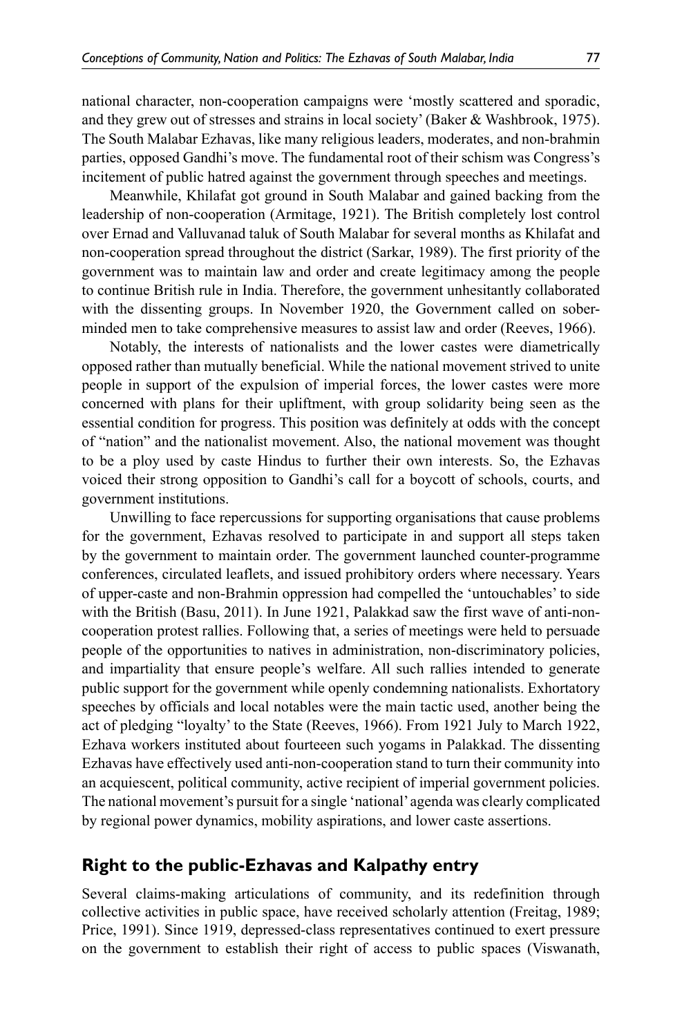national character, non-cooperation campaigns were 'mostly scattered and sporadic, and they grew out of stresses and strains in local society' (Baker & Washbrook, 1975). The South Malabar Ezhavas, like many religious leaders, moderates, and non-brahmin parties, opposed Gandhi's move. The fundamental root of their schism was Congress's incitement of public hatred against the government through speeches and meetings.

Meanwhile, Khilafat got ground in South Malabar and gained backing from the leadership of non-cooperation (Armitage, 1921). The British completely lost control over Ernad and Valluvanad taluk of South Malabar for several months as Khilafat and non-cooperation spread throughout the district (Sarkar, 1989). The first priority of the government was to maintain law and order and create legitimacy among the people to continue British rule in India. Therefore, the government unhesitantly collaborated with the dissenting groups. In November 1920, the Government called on sober-minded men to take comprehensive measures to assist law and order (Reeves, 1966).

Notably, the interests of nationalists and the lower castes were diametrically opposed rather than mutually beneficial. While the national movement strived to unite people in support of the expulsion of imperial forces, the lower castes were more concerned with plans for their upliftment, with group solidarity being seen as the essential condition for progress. This position was definitely at odds with the concept of "nation" and the nationalist movement. Also, the national movement was thought to be a ploy used by caste Hindus to further their own interests. So, the Ezhavas voiced their strong opposition to Gandhi's call for a boycott of schools, courts, and government institutions.

Unwilling to face repercussions for supporting organisations that cause problems for the government, Ezhavas resolved to participate in and support all steps taken by the government to maintain order. The government launched counter-programme conferences, circulated leaflets, and issued prohibitory orders where necessary. Years of upper-caste and non-Brahmin oppression had compelled the 'untouchables' to side with the British (Basu, 2011). In June 1921, Palakkad saw the first wave of anti-non-cooperation protest rallies. Following that, a series of meetings were held to persuade people of the opportunities to natives in administration, non-discriminatory policies, and impartiality that ensure people's welfare. All such rallies intended to generate public support for the government while openly condemning nationalists. Exhortatory speeches by officials and local notables were the main tactic used, another being the act of pledging "loyalty' to the State (Reeves, 1966). From 1921 July to March 1922, Ezhava workers instituted about fourteeen such yogams in Palakkad. The dissenting Ezhavas have effectively used anti-non-cooperation stand to turn their community into an acquiescent, political community, active recipient of imperial government policies. The national movement's pursuit for a single 'national' agenda was clearly complicated by regional power dynamics, mobility aspirations, and lower caste assertions.

## Right to the public-Ezhavas and Kalpathy entry

Several claims-making articulations of community, and its redefinition through collective activities in public space, have received scholarly attention (Freitag, 1989; Price, 1991). Since 1919, depressed-class representatives continued to exert pressure on the government to establish their right of access to public spaces (Viswanath,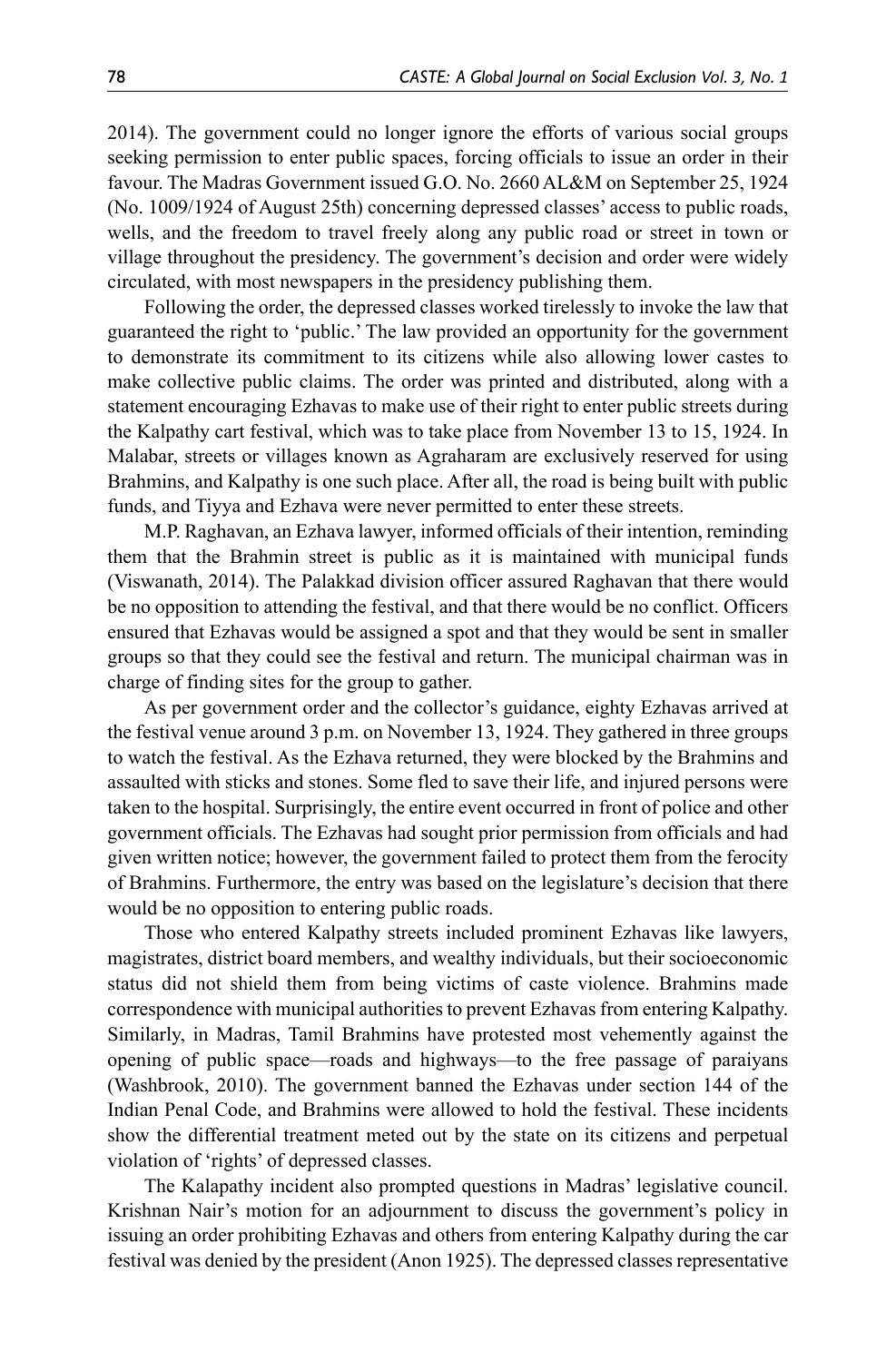2014). The government could no longer ignore the efforts of various social groups seeking permission to enter public spaces, forcing officials to issue an order in their favour. The Madras Government issued G.O. No. 2660 AL&M on September 25, 1924 (No. 1009/1924 of August 25th) concerning depressed classes' access to public roads, wells, and the freedom to travel freely along any public road or street in town or village throughout the presidency. The government's decision and order were widely circulated, with most newspapers in the presidency publishing them.

Following the order, the depressed classes worked tirelessly to invoke the law that guaranteed the right to 'public.' The law provided an opportunity for the government to demonstrate its commitment to its citizens while also allowing lower castes to make collective public claims. The order was printed and distributed, along with a statement encouraging Ezhavas to make use of their right to enter public streets during the Kalpathy cart festival, which was to take place from November 13 to 15, 1924. In Malabar, streets or villages known as Agraharam are exclusively reserved for using Brahmins, and Kalpathy is one such place. After all, the road is being built with public funds, and Tiyya and Ezhava were never permitted to enter these streets.

M.P. Raghavan, an Ezhava lawyer, informed officials of their intention, reminding them that the Brahmin street is public as it is maintained with municipal funds (Viswanath, 2014). The Palakkad division officer assured Raghavan that there would be no opposition to attending the festival, and that there would be no conflict. Officers ensured that Ezhavas would be assigned a spot and that they would be sent in smaller groups so that they could see the festival and return. The municipal chairman was in charge of finding sites for the group to gather.

As per government order and the collector's guidance, eighty Ezhavas arrived at the festival venue around 3 p.m. on November 13, 1924. They gathered in three groups to watch the festival. As the Ezhava returned, they were blocked by the Brahmins and assaulted with sticks and stones. Some fled to save their life, and injured persons were taken to the hospital. Surprisingly, the entire event occurred in front of police and other government officials. The Ezhavas had sought prior permission from officials and had given written notice; however, the government failed to protect them from the ferocity of Brahmins. Furthermore, the entry was based on the legislature's decision that there would be no opposition to entering public roads.

Those who entered Kalpathy streets included prominent Ezhavas like lawyers, magistrates, district board members, and wealthy individuals, but their socioeconomic status did not shield them from being victims of caste violence. Brahmins made correspondence with municipal authorities to prevent Ezhavas from entering Kalpathy. Similarly, in Madras, Tamil Brahmins have protested most vehemently against the opening of public space—roads and highways—to the free passage of paraiyans (Washbrook, 2010). The government banned the Ezhavas under section 144 of the Indian Penal Code, and Brahmins were allowed to hold the festival. These incidents show the differential treatment meted out by the state on its citizens and perpetual violation of 'rights' of depressed classes.

The Kalapathy incident also prompted questions in Madras' legislative council. Krishnan Nair's motion for an adjournment to discuss the government's policy in issuing an order prohibiting Ezhavas and others from entering Kalpathy during the car festival was denied by the president (Anon 1925). The depressed classes representative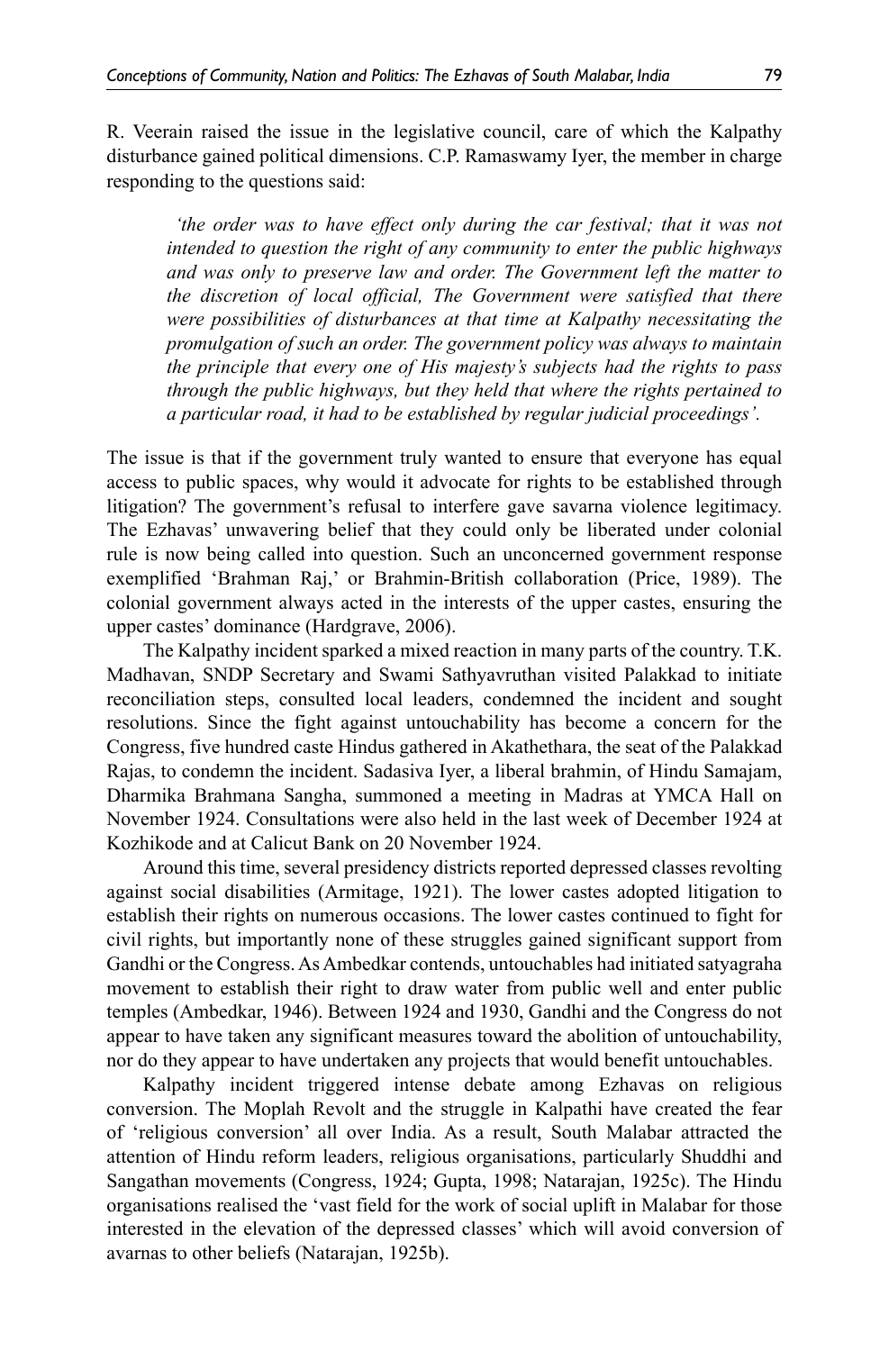R. Veerain raised the issue in the legislative council, care of which the Kalpathy disturbance gained political dimensions. C.P. Ramaswamy Iyer, the member in charge responding to the questions said:

> *'the order was to have effect only during the car festival; that it was not intended to question the right of any community to enter the public highways and was only to preserve law and order. The Government left the matter to the discretion of local official, The Government were satisfied that there were possibilities of disturbances at that time at Kalpathy necessitating the promulgation of such an order. The government policy was always to maintain the principle that every one of His majesty's subjects had the rights to pass through the public highways, but they held that where the rights pertained to a particular road, it had to be established by regular judicial proceedings'.*

The issue is that if the government truly wanted to ensure that everyone has equal access to public spaces, why would it advocate for rights to be established through litigation? The government's refusal to interfere gave savarna violence legitimacy. The Ezhavas' unwavering belief that they could only be liberated under colonial rule is now being called into question. Such an unconcerned government response exemplified 'Brahman Raj,' or Brahmin-British collaboration (Price, 1989). The colonial government always acted in the interests of the upper castes, ensuring the upper castes' dominance (Hardgrave, 2006).

The Kalpathy incident sparked a mixed reaction in many parts of the country. T.K. Madhavan, SNDP Secretary and Swami Sathyavruthan visited Palakkad to initiate reconciliation steps, consulted local leaders, condemned the incident and sought resolutions. Since the fight against untouchability has become a concern for the Congress, five hundred caste Hindus gathered in Akathethara, the seat of the Palakkad Rajas, to condemn the incident. Sadasiva Iyer, a liberal brahmin, of Hindu Samajam, Dharmika Brahmana Sangha, summoned a meeting in Madras at YMCA Hall on November 1924. Consultations were also held in the last week of December 1924 at Kozhikode and at Calicut Bank on 20 November 1924.

Around this time, several presidency districts reported depressed classes revolting against social disabilities (Armitage, 1921). The lower castes adopted litigation to establish their rights on numerous occasions. The lower castes continued to fight for civil rights, but importantly none of these struggles gained significant support from Gandhi or the Congress. As Ambedkar contends, untouchables had initiated satyagraha movement to establish their right to draw water from public well and enter public temples (Ambedkar, 1946). Between 1924 and 1930, Gandhi and the Congress do not appear to have taken any significant measures toward the abolition of untouchability, nor do they appear to have undertaken any projects that would benefit untouchables.

Kalpathy incident triggered intense debate among Ezhavas on religious conversion. The Moplah Revolt and the struggle in Kalpathi have created the fear of 'religious conversion' all over India. As a result, South Malabar attracted the attention of Hindu reform leaders, religious organisations, particularly Shuddhi and Sangathan movements (Congress, 1924; Gupta, 1998; Natarajan, 1925c). The Hindu organisations realised the 'vast field for the work of social uplift in Malabar for those interested in the elevation of the depressed classes' which will avoid conversion of avarnas to other beliefs (Natarajan, 1925b).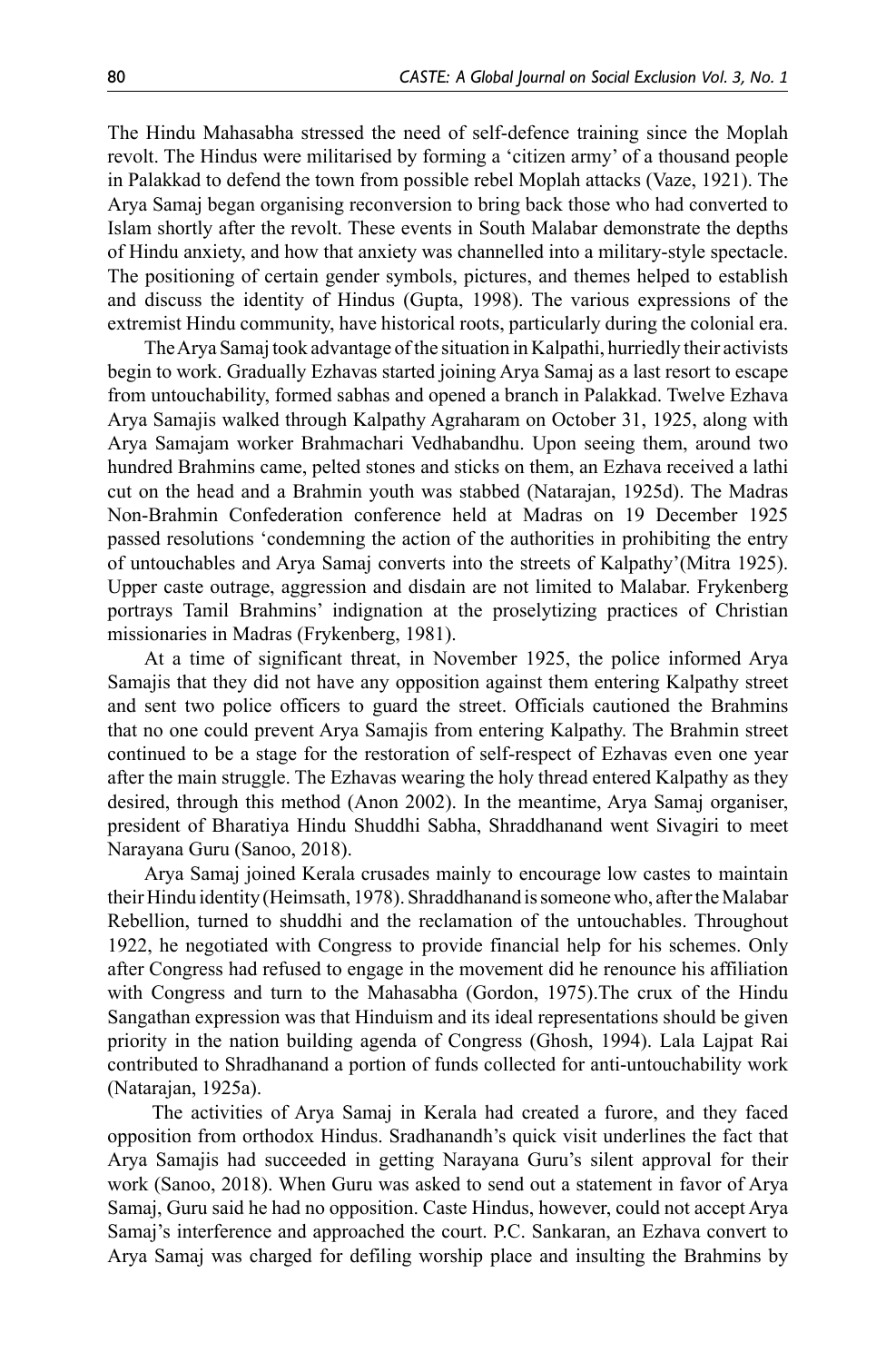The Hindu Mahasabha stressed the need of self-defence training since the Moplah revolt. The Hindus were militarised by forming a 'citizen army' of a thousand people in Palakkad to defend the town from possible rebel Moplah attacks (Vaze, 1921). The Arya Samaj began organising reconversion to bring back those who had converted to Islam shortly after the revolt. These events in South Malabar demonstrate the depths of Hindu anxiety, and how that anxiety was channelled into a military-style spectacle. The positioning of certain gender symbols, pictures, and themes helped to establish and discuss the identity of Hindus (Gupta, 1998). The various expressions of the extremist Hindu community, have historical roots, particularly during the colonial era.

The Arya Samaj took advantage of the situation in Kalpathi, hurriedly their activists begin to work. Gradually Ezhavas started joining Arya Samaj as a last resort to escape from untouchability, formed sabhas and opened a branch in Palakkad. Twelve Ezhava Arya Samajis walked through Kalpathy Agraharam on October 31, 1925, along with Arya Samajam worker Brahmachari Vedhabandhu. Upon seeing them, around two hundred Brahmins came, pelted stones and sticks on them, an Ezhava received a lathi cut on the head and a Brahmin youth was stabbed (Natarajan, 1925d). The Madras Non-Brahmin Confederation conference held at Madras on 19 December 1925 passed resolutions 'condemning the action of the authorities in prohibiting the entry of untouchables and Arya Samaj converts into the streets of Kalpathy'(Mitra 1925). Upper caste outrage, aggression and disdain are not limited to Malabar. Frykenberg portrays Tamil Brahmins' indignation at the proselytizing practices of Christian missionaries in Madras (Frykenberg, 1981).

At a time of significant threat, in November 1925, the police informed Arya Samajis that they did not have any opposition against them entering Kalpathy street and sent two police officers to guard the street. Officials cautioned the Brahmins that no one could prevent Arya Samajis from entering Kalpathy. The Brahmin street continued to be a stage for the restoration of self-respect of Ezhavas even one year after the main struggle. The Ezhavas wearing the holy thread entered Kalpathy as they desired, through this method (Anon 2002). In the meantime, Arya Samaj organiser, president of Bharatiya Hindu Shuddhi Sabha, Shraddhanand went Sivagiri to meet Narayana Guru (Sanoo, 2018).

Arya Samaj joined Kerala crusades mainly to encourage low castes to maintain their Hindu identity (Heimsath, 1978). Shraddhanand is someone who, after the Malabar Rebellion, turned to shuddhi and the reclamation of the untouchables. Throughout 1922, he negotiated with Congress to provide financial help for his schemes. Only after Congress had refused to engage in the movement did he renounce his affiliation with Congress and turn to the Mahasabha (Gordon, 1975).The crux of the Hindu Sangathan expression was that Hinduism and its ideal representations should be given priority in the nation building agenda of Congress (Ghosh, 1994). Lala Lajpat Rai contributed to Shradhanand a portion of funds collected for anti-untouchability work (Natarajan, 1925a).

The activities of Arya Samaj in Kerala had created a furore, and they faced opposition from orthodox Hindus. Sradhanandh's quick visit underlines the fact that Arya Samajis had succeeded in getting Narayana Guru's silent approval for their work (Sanoo, 2018). When Guru was asked to send out a statement in favor of Arya Samaj, Guru said he had no opposition. Caste Hindus, however, could not accept Arya Samaj's interference and approached the court. P.C. Sankaran, an Ezhava convert to Arya Samaj was charged for defiling worship place and insulting the Brahmins by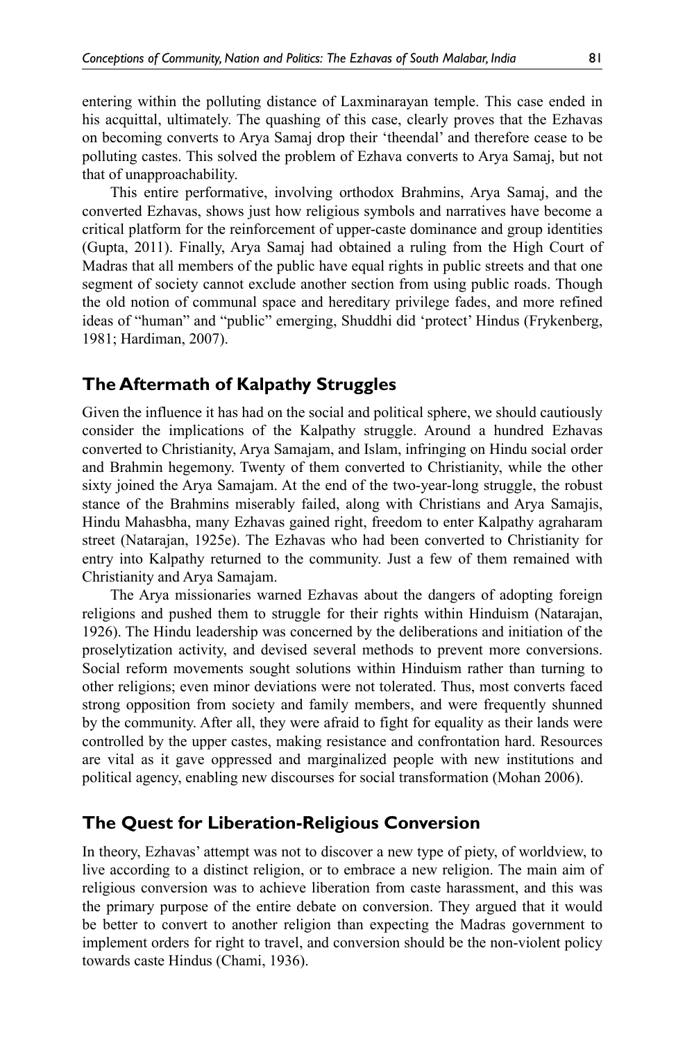entering within the polluting distance of Laxminarayan temple. This case ended in his acquittal, ultimately. The quashing of this case, clearly proves that the Ezhavas on becoming converts to Arya Samaj drop their 'theendal' and therefore cease to be polluting castes. This solved the problem of Ezhava converts to Arya Samaj, but not that of unapproachability.

This entire performative, involving orthodox Brahmins, Arya Samaj, and the converted Ezhavas, shows just how religious symbols and narratives have become a critical platform for the reinforcement of upper-caste dominance and group identities (Gupta, 2011). Finally, Arya Samaj had obtained a ruling from the High Court of Madras that all members of the public have equal rights in public streets and that one segment of society cannot exclude another section from using public roads. Though the old notion of communal space and hereditary privilege fades, and more refined ideas of "human" and "public" emerging, Shuddhi did 'protect' Hindus (Frykenberg, 1981; Hardiman, 2007).

## The Aftermath of Kalpathy Struggles

Given the influence it has had on the social and political sphere, we should cautiously consider the implications of the Kalpathy struggle. Around a hundred Ezhavas converted to Christianity, Arya Samajam, and Islam, infringing on Hindu social order and Brahmin hegemony. Twenty of them converted to Christianity, while the other sixty joined the Arya Samajam. At the end of the two-year-long struggle, the robust stance of the Brahmins miserably failed, along with Christians and Arya Samajis, Hindu Mahasbha, many Ezhavas gained right, freedom to enter Kalpathy agraharam street (Natarajan, 1925e). The Ezhavas who had been converted to Christianity for entry into Kalpathy returned to the community. Just a few of them remained with Christianity and Arya Samajam.

The Arya missionaries warned Ezhavas about the dangers of adopting foreign religions and pushed them to struggle for their rights within Hinduism (Natarajan, 1926). The Hindu leadership was concerned by the deliberations and initiation of the proselytization activity, and devised several methods to prevent more conversions. Social reform movements sought solutions within Hinduism rather than turning to other religions; even minor deviations were not tolerated. Thus, most converts faced strong opposition from society and family members, and were frequently shunned by the community. After all, they were afraid to fight for equality as their lands were controlled by the upper castes, making resistance and confrontation hard. Resources are vital as it gave oppressed and marginalized people with new institutions and political agency, enabling new discourses for social transformation (Mohan 2006).

## The Quest for Liberation-Religious Conversion

In theory, Ezhavas' attempt was not to discover a new type of piety, of worldview, to live according to a distinct religion, or to embrace a new religion. The main aim of religious conversion was to achieve liberation from caste harassment, and this was the primary purpose of the entire debate on conversion. They argued that it would be better to convert to another religion than expecting the Madras government to implement orders for right to travel, and conversion should be the non-violent policy towards caste Hindus (Chami, 1936).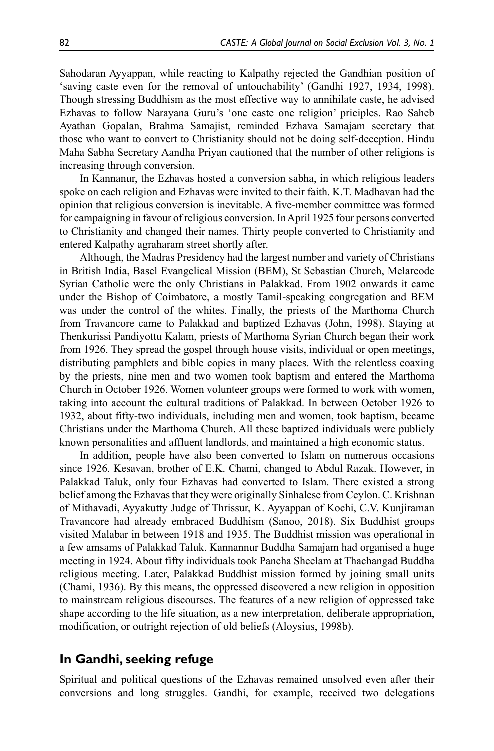Sahodaran Ayyappan, while reacting to Kalpathy rejected the Gandhian position of 'saving caste even for the removal of untouchability' (Gandhi 1927, 1934, 1998). Though stressing Buddhism as the most effective way to annihilate caste, he advised Ezhavas to follow Narayana Guru's 'one caste one religion' priciples. Rao Saheb Ayathan Gopalan, Brahma Samajist, reminded Ezhava Samajam secretary that those who want to convert to Christianity should not be doing self-deception. Hindu Maha Sabha Secretary Aandha Priyan cautioned that the number of other religions is increasing through conversion.

In Kannanur, the Ezhavas hosted a conversion sabha, in which religious leaders spoke on each religion and Ezhavas were invited to their faith. K.T. Madhavan had the opinion that religious conversion is inevitable. A five-member committee was formed for campaigning in favour of religious conversion. In April 1925 four persons converted to Christianity and changed their names. Thirty people converted to Christianity and entered Kalpathy agraharam street shortly after.

Although, the Madras Presidency had the largest number and variety of Christians in British India, Basel Evangelical Mission (BEM), St Sebastian Church, Melarcode Syrian Catholic were the only Christians in Palakkad. From 1902 onwards it came under the Bishop of Coimbatore, a mostly Tamil-speaking congregation and BEM was under the control of the whites. Finally, the priests of the Marthoma Church from Travancore came to Palakkad and baptized Ezhavas (John, 1998). Staying at Thenkurissi Pandiyottu Kalam, priests of Marthoma Syrian Church began their work from 1926. They spread the gospel through house visits, individual or open meetings, distributing pamphlets and bible copies in many places. With the relentless coaxing by the priests, nine men and two women took baptism and entered the Marthoma Church in October 1926. Women volunteer groups were formed to work with women, taking into account the cultural traditions of Palakkad. In between October 1926 to 1932, about fifty-two individuals, including men and women, took baptism, became Christians under the Marthoma Church. All these baptized individuals were publicly known personalities and affluent landlords, and maintained a high economic status.

In addition, people have also been converted to Islam on numerous occasions since 1926. Kesavan, brother of E.K. Chami, changed to Abdul Razak. However, in Palakkad Taluk, only four Ezhavas had converted to Islam. There existed a strong belief among the Ezhavas that they were originally Sinhalese from Ceylon. C. Krishnan of Mithavadi, Ayyakutty Judge of Thrissur, K. Ayyappan of Kochi, C.V. Kunjiraman Travancore had already embraced Buddhism (Sanoo, 2018). Six Buddhist groups visited Malabar in between 1918 and 1935. The Buddhist mission was operational in a few amsams of Palakkad Taluk. Kannannur Buddha Samajam had organised a huge meeting in 1924. About fifty individuals took Pancha Sheelam at Thachangad Buddha religious meeting. Later, Palakkad Buddhist mission formed by joining small units (Chami, 1936). By this means, the oppressed discovered a new religion in opposition to mainstream religious discourses. The features of a new religion of oppressed take shape according to the life situation, as a new interpretation, deliberate appropriation, modification, or outright rejection of old beliefs (Aloysius, 1998b).

## In Gandhi, seeking refuge

Spiritual and political questions of the Ezhavas remained unsolved even after their conversions and long struggles. Gandhi, for example, received two delegations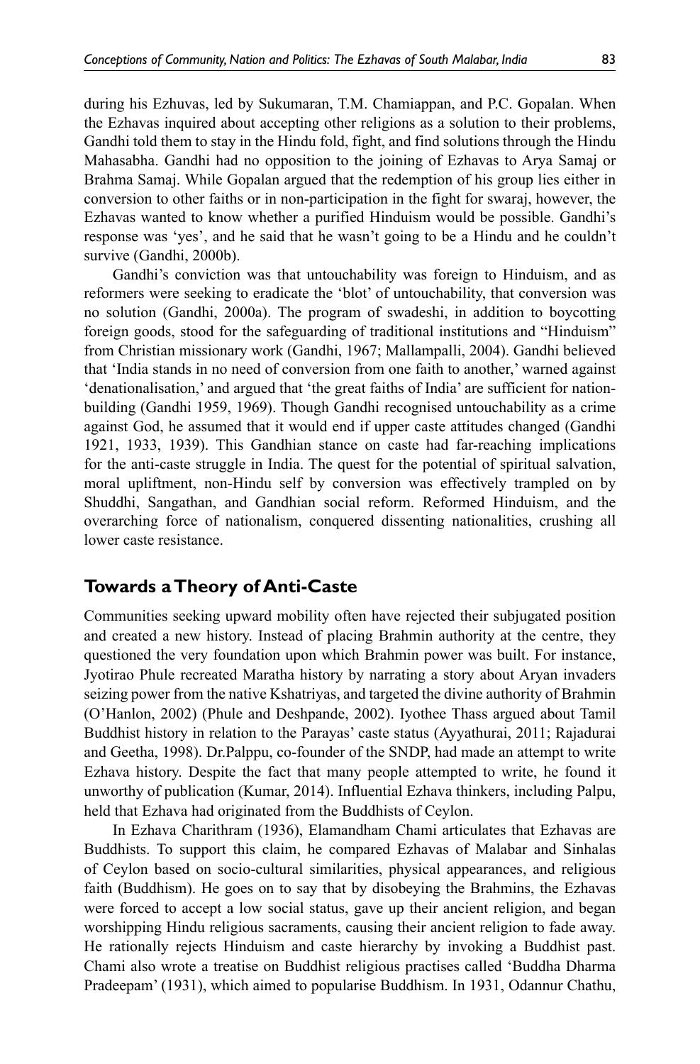during his Ezhuvas, led by Sukumaran, T.M. Chamiappan, and P.C. Gopalan. When the Ezhavas inquired about accepting other religions as a solution to their problems, Gandhi told them to stay in the Hindu fold, fight, and find solutions through the Hindu Mahasabha. Gandhi had no opposition to the joining of Ezhavas to Arya Samaj or Brahma Samaj. While Gopalan argued that the redemption of his group lies either in conversion to other faiths or in non-participation in the fight for swaraj, however, the Ezhavas wanted to know whether a purified Hinduism would be possible. Gandhi's response was 'yes', and he said that he wasn't going to be a Hindu and he couldn't survive (Gandhi, 2000b).

Gandhi's conviction was that untouchability was foreign to Hinduism, and as reformers were seeking to eradicate the 'blot' of untouchability, that conversion was no solution (Gandhi, 2000a). The program of swadeshi, in addition to boycotting foreign goods, stood for the safeguarding of traditional institutions and "Hinduism" from Christian missionary work (Gandhi, 1967; Mallampalli, 2004). Gandhi believed that 'India stands in no need of conversion from one faith to another,' warned against 'denationalisation,' and argued that 'the great faiths of India' are sufficient for nation-building (Gandhi 1959, 1969). Though Gandhi recognised untouchability as a crime against God, he assumed that it would end if upper caste attitudes changed (Gandhi 1921, 1933, 1939). This Gandhian stance on caste had far-reaching implications for the anti-caste struggle in India. The quest for the potential of spiritual salvation, moral upliftment, non-Hindu self by conversion was effectively trampled on by Shuddhi, Sangathan, and Gandhian social reform. Reformed Hinduism, and the overarching force of nationalism, conquered dissenting nationalities, crushing all lower caste resistance.

## Towards a Theory of Anti-Caste

Communities seeking upward mobility often have rejected their subjugated position and created a new history. Instead of placing Brahmin authority at the centre, they questioned the very foundation upon which Brahmin power was built. For instance, Jyotirao Phule recreated Maratha history by narrating a story about Aryan invaders seizing power from the native Kshatriyas, and targeted the divine authority of Brahmin (O'Hanlon, 2002) (Phule and Deshpande, 2002). Iyothee Thass argued about Tamil Buddhist history in relation to the Parayas' caste status (Ayyathurai, 2011; Rajadurai and Geetha, 1998). Dr.Palppu, co-founder of the SNDP, had made an attempt to write Ezhava history. Despite the fact that many people attempted to write, he found it unworthy of publication (Kumar, 2014). Influential Ezhava thinkers, including Palpu, held that Ezhava had originated from the Buddhists of Ceylon.

In Ezhava Charithram (1936), Elamandham Chami articulates that Ezhavas are Buddhists. To support this claim, he compared Ezhavas of Malabar and Sinhalas of Ceylon based on socio-cultural similarities, physical appearances, and religious faith (Buddhism). He goes on to say that by disobeying the Brahmins, the Ezhavas were forced to accept a low social status, gave up their ancient religion, and began worshipping Hindu religious sacraments, causing their ancient religion to fade away. He rationally rejects Hinduism and caste hierarchy by invoking a Buddhist past. Chami also wrote a treatise on Buddhist religious practises called 'Buddha Dharma Pradeepam' (1931), which aimed to popularise Buddhism. In 1931, Odannur Chathu,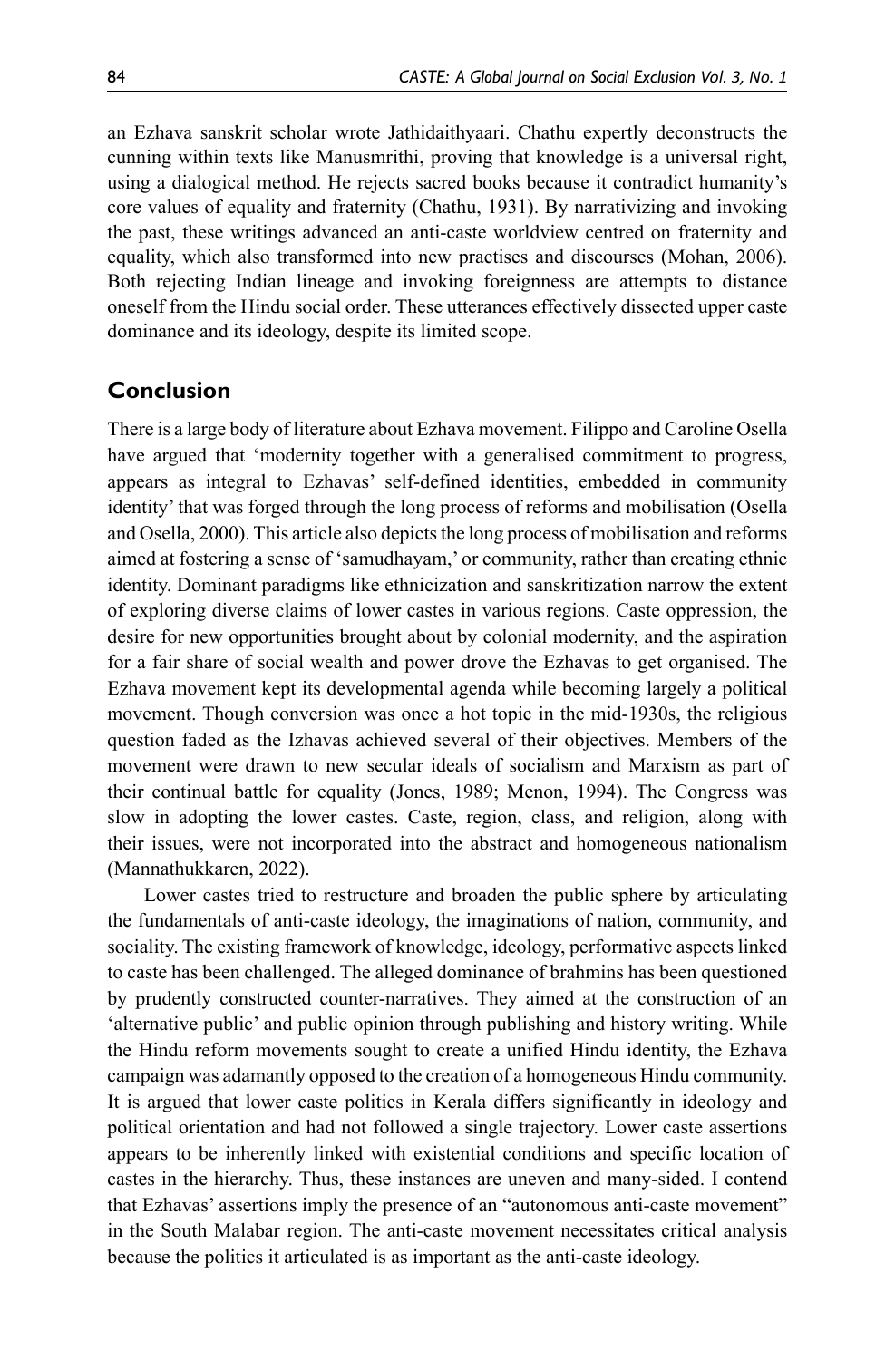an Ezhava sanskrit scholar wrote Jathidaithyaari. Chathu expertly deconstructs the cunning within texts like Manusmrithi, proving that knowledge is a universal right, using a dialogical method. He rejects sacred books because it contradict humanity's core values of equality and fraternity (Chathu, 1931). By narrativizing and invoking the past, these writings advanced an anti-caste worldview centred on fraternity and equality, which also transformed into new practises and discourses (Mohan, 2006). Both rejecting Indian lineage and invoking foreignness are attempts to distance oneself from the Hindu social order. These utterances effectively dissected upper caste dominance and its ideology, despite its limited scope.

## Conclusion

There is a large body of literature about Ezhava movement. Filippo and Caroline Osella have argued that 'modernity together with a generalised commitment to progress, appears as integral to Ezhavas' self-defined identities, embedded in community identity' that was forged through the long process of reforms and mobilisation (Osella and Osella, 2000). This article also depicts the long process of mobilisation and reforms aimed at fostering a sense of 'samudhayam,' or community, rather than creating ethnic identity. Dominant paradigms like ethnicization and sanskritization narrow the extent of exploring diverse claims of lower castes in various regions. Caste oppression, the desire for new opportunities brought about by colonial modernity, and the aspiration for a fair share of social wealth and power drove the Ezhavas to get organised. The Ezhava movement kept its developmental agenda while becoming largely a political movement. Though conversion was once a hot topic in the mid-1930s, the religious question faded as the Izhavas achieved several of their objectives. Members of the movement were drawn to new secular ideals of socialism and Marxism as part of their continual battle for equality (Jones, 1989; Menon, 1994). The Congress was slow in adopting the lower castes. Caste, region, class, and religion, along with their issues, were not incorporated into the abstract and homogeneous nationalism (Mannathukkaren, 2022).

Lower castes tried to restructure and broaden the public sphere by articulating the fundamentals of anti-caste ideology, the imaginations of nation, community, and sociality. The existing framework of knowledge, ideology, performative aspects linked to caste has been challenged. The alleged dominance of brahmins has been questioned by prudently constructed counter-narratives. They aimed at the construction of an 'alternative public' and public opinion through publishing and history writing. While the Hindu reform movements sought to create a unified Hindu identity, the Ezhava campaign was adamantly opposed to the creation of a homogeneous Hindu community. It is argued that lower caste politics in Kerala differs significantly in ideology and political orientation and had not followed a single trajectory. Lower caste assertions appears to be inherently linked with existential conditions and specific location of castes in the hierarchy. Thus, these instances are uneven and many-sided. I contend that Ezhavas' assertions imply the presence of an "autonomous anti-caste movement" in the South Malabar region. The anti-caste movement necessitates critical analysis because the politics it articulated is as important as the anti-caste ideology.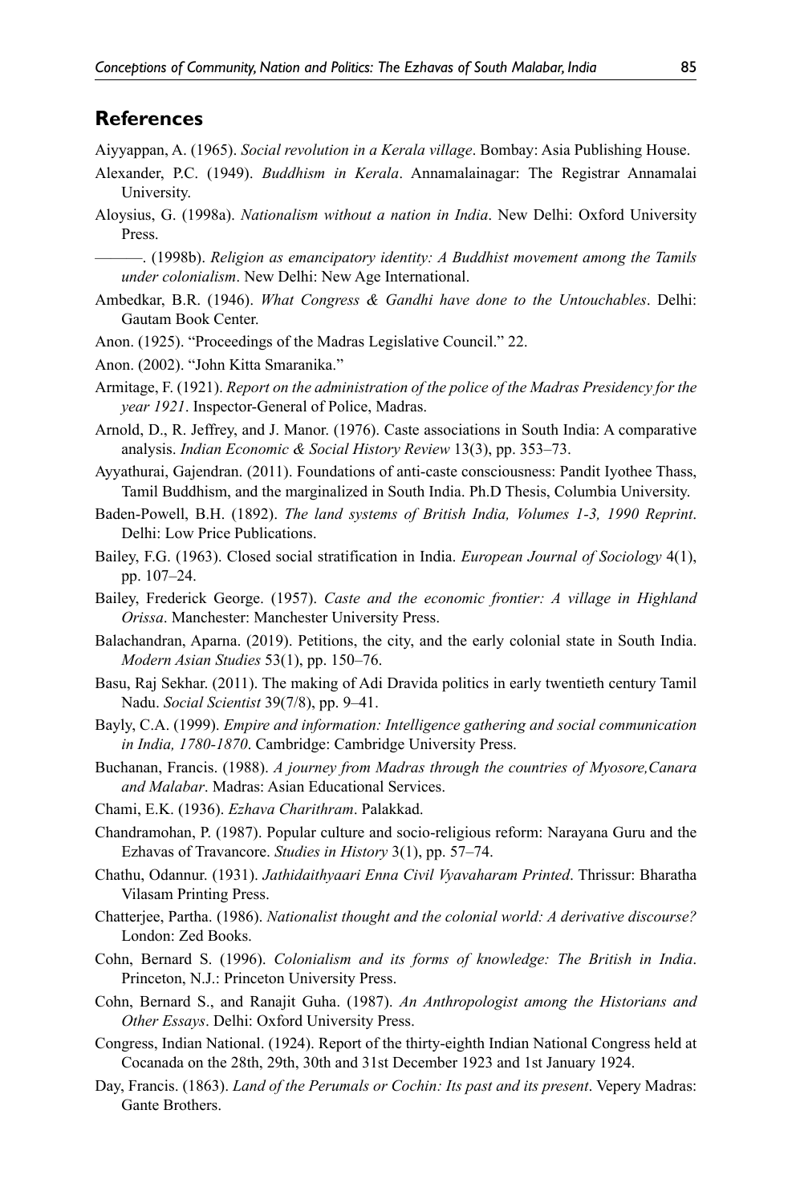## References

Aiyyappan, A. (1965). *Social revolution in a Kerala village*. Bombay: Asia Publishing House.

Alexander, P.C. (1949). *Buddhism in Kerala*. Annamalainagar: The Registrar Annamalai University.

Aloysius, G. (1998a). *Nationalism without a nation in India*. New Delhi: Oxford University Press.

———. (1998b). *Religion as emancipatory identity: A Buddhist movement among the Tamils under colonialism*. New Delhi: New Age International.

Ambedkar, B.R. (1946). *What Congress & Gandhi have done to the Untouchables*. Delhi: Gautam Book Center.

Anon. (1925). "Proceedings of the Madras Legislative Council." 22.

Anon. (2002). "John Kitta Smaranika."

Armitage, F. (1921). *Report on the administration of the police of the Madras Presidency for the year 1921*. Inspector-General of Police, Madras.

Arnold, D., R. Jeffrey, and J. Manor. (1976). Caste associations in South India: A comparative analysis. *Indian Economic & Social History Review* 13(3), pp. 353–73.

Ayyathurai, Gajendran. (2011). Foundations of anti-caste consciousness: Pandit Iyothee Thass, Tamil Buddhism, and the marginalized in South India. Ph.D Thesis, Columbia University.

Baden-Powell, B.H. (1892). *The land systems of British India, Volumes 1-3, 1990 Reprint*. Delhi: Low Price Publications.

Bailey, F.G. (1963). Closed social stratification in India. *European Journal of Sociology* 4(1), pp. 107–24.

Bailey, Frederick George. (1957). *Caste and the economic frontier: A village in Highland Orissa*. Manchester: Manchester University Press.

Balachandran, Aparna. (2019). Petitions, the city, and the early colonial state in South India. *Modern Asian Studies* 53(1), pp. 150–76.

Basu, Raj Sekhar. (2011). The making of Adi Dravida politics in early twentieth century Tamil Nadu. *Social Scientist* 39(7/8), pp. 9–41.

Bayly, C.A. (1999). *Empire and information: Intelligence gathering and social communication in India, 1780-1870*. Cambridge: Cambridge University Press.

Buchanan, Francis. (1988). *A journey from Madras through the countries of Myosore,Canara and Malabar*. Madras: Asian Educational Services.

Chami, E.K. (1936). *Ezhava Charithram*. Palakkad.

Chandramohan, P. (1987). Popular culture and socio-religious reform: Narayana Guru and the Ezhavas of Travancore. *Studies in History* 3(1), pp. 57–74.

Chathu, Odannur. (1931). *Jathidaithyaari Enna Civil Vyavaharam Printed*. Thrissur: Bharatha Vilasam Printing Press.

Chatterjee, Partha. (1986). *Nationalist thought and the colonial world: A derivative discourse?* London: Zed Books.

Cohn, Bernard S. (1996). *Colonialism and its forms of knowledge: The British in India*. Princeton, N.J.: Princeton University Press.

Cohn, Bernard S., and Ranajit Guha. (1987). *An Anthropologist among the Historians and Other Essays*. Delhi: Oxford University Press.

Congress, Indian National. (1924). Report of the thirty-eighth Indian National Congress held at Cocanada on the 28th, 29th, 30th and 31st December 1923 and 1st January 1924.

Day, Francis. (1863). *Land of the Perumals or Cochin: Its past and its present*. Vepery Madras: Gante Brothers.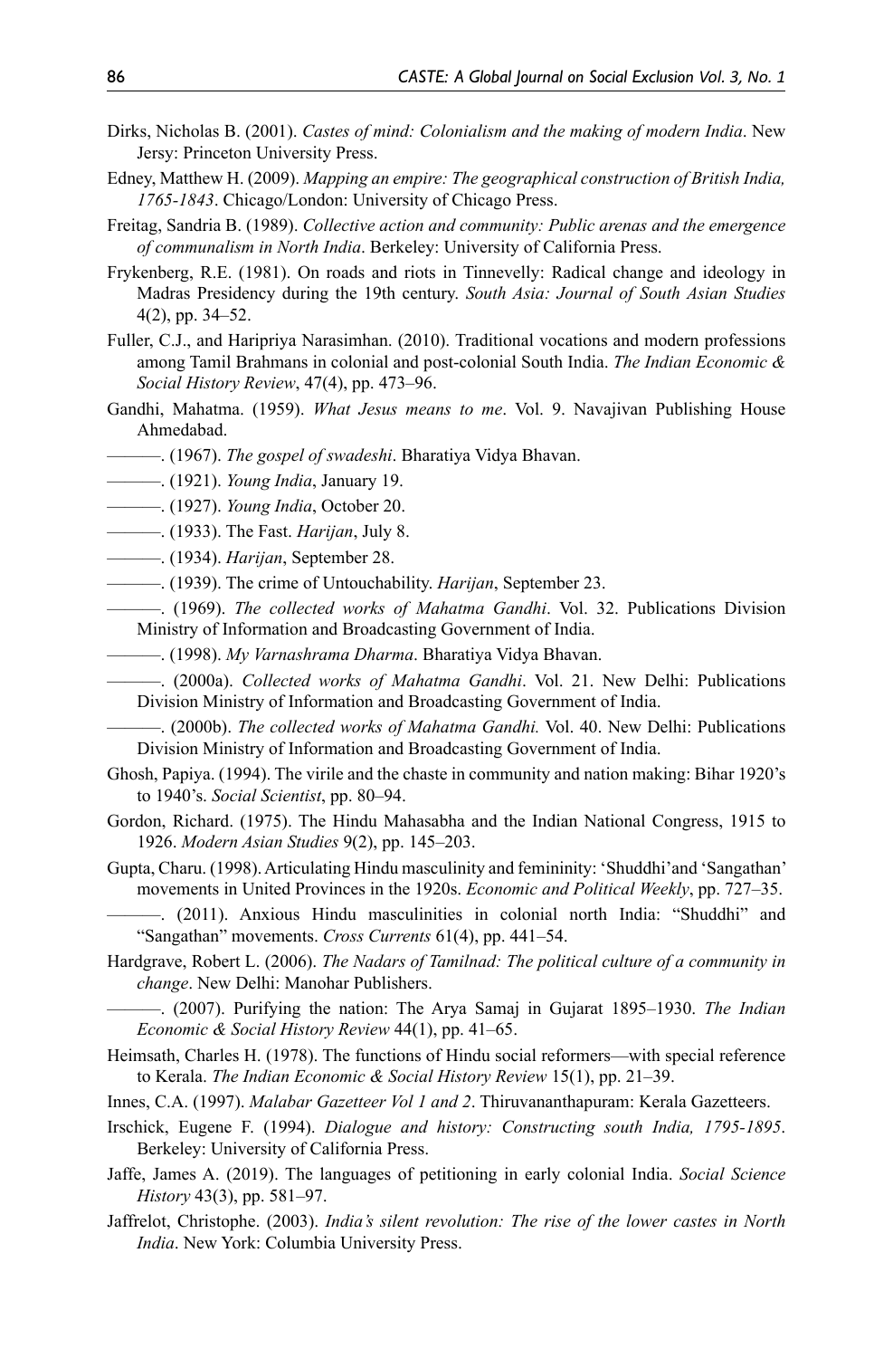Dirks, Nicholas B. (2001). *Castes of mind: Colonialism and the making of modern India*. New Jersy: Princeton University Press.

Edney, Matthew H. (2009). *Mapping an empire: The geographical construction of British India, 1765-1843*. Chicago/London: University of Chicago Press.

Freitag, Sandria B. (1989). *Collective action and community: Public arenas and the emergence of communalism in North India*. Berkeley: University of California Press.

Frykenberg, R.E. (1981). On roads and riots in Tinnevelly: Radical change and ideology in Madras Presidency during the 19th century. *South Asia: Journal of South Asian Studies* 4(2), pp. 34–52.

Fuller, C.J., and Haripriya Narasimhan. (2010). Traditional vocations and modern professions among Tamil Brahmans in colonial and post-colonial South India. *The Indian Economic & Social History Review*, 47(4), pp. 473–96.

Gandhi, Mahatma. (1959). *What Jesus means to me*. Vol. 9. Navajivan Publishing House Ahmedabad.

———. (1967). *The gospel of swadeshi*. Bharatiya Vidya Bhavan.

———. (1921). *Young India*, January 19.

———. (1927). *Young India*, October 20.

———. (1933). The Fast. *Harijan*, July 8.

———. (1934). *Harijan*, September 28.

———. (1939). The crime of Untouchability. *Harijan*, September 23.

———. (1969). *The collected works of Mahatma Gandhi*. Vol. 32. Publications Division Ministry of Information and Broadcasting Government of India.

———. (1998). *My Varnashrama Dharma*. Bharatiya Vidya Bhavan.

———. (2000a). *Collected works of Mahatma Gandhi*. Vol. 21. New Delhi: Publications Division Ministry of Information and Broadcasting Government of India.

———. (2000b). *The collected works of Mahatma Gandhi.* Vol. 40. New Delhi: Publications Division Ministry of Information and Broadcasting Government of India.

Ghosh, Papiya. (1994). The virile and the chaste in community and nation making: Bihar 1920's to 1940's. *Social Scientist*, pp. 80–94.

Gordon, Richard. (1975). The Hindu Mahasabha and the Indian National Congress, 1915 to 1926. *Modern Asian Studies* 9(2), pp. 145–203.

Gupta, Charu. (1998). Articulating Hindu masculinity and femininity: 'Shuddhi'and 'Sangathan' movements in United Provinces in the 1920s. *Economic and Political Weekly*, pp. 727–35.

———. (2011). Anxious Hindu masculinities in colonial north India: "Shuddhi" and "Sangathan" movements. *Cross Currents* 61(4), pp. 441–54.

Hardgrave, Robert L. (2006). *The Nadars of Tamilnad: The political culture of a community in change*. New Delhi: Manohar Publishers.

———. (2007). Purifying the nation: The Arya Samaj in Gujarat 1895–1930. *The Indian Economic & Social History Review* 44(1), pp. 41–65.

Heimsath, Charles H. (1978). The functions of Hindu social reformers—with special reference to Kerala. *The Indian Economic & Social History Review* 15(1), pp. 21–39.

Innes, C.A. (1997). *Malabar Gazetteer Vol 1 and 2*. Thiruvananthapuram: Kerala Gazetteers.

Irschick, Eugene F. (1994). *Dialogue and history: Constructing south India, 1795-1895*. Berkeley: University of California Press.

Jaffe, James A. (2019). The languages of petitioning in early colonial India. *Social Science History* 43(3), pp. 581–97.

Jaffrelot, Christophe. (2003). *India's silent revolution: The rise of the lower castes in North India*. New York: Columbia University Press.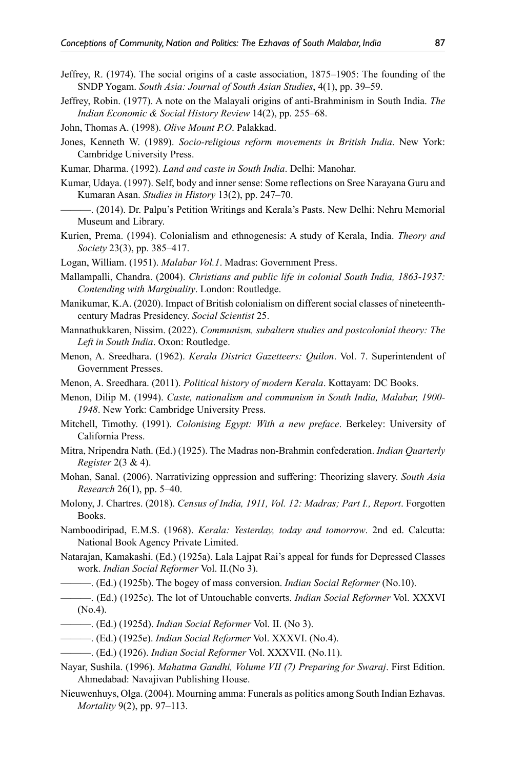Jeffrey, R. (1974). The social origins of a caste association, 1875–1905: The founding of the SNDP Yogam. *South Asia: Journal of South Asian Studies*, 4(1), pp. 39–59.

Jeffrey, Robin. (1977). A note on the Malayali origins of anti-Brahminism in South India. *The Indian Economic & Social History Review* 14(2), pp. 255–68.

John, Thomas A. (1998). *Olive Mount P.O*. Palakkad.

Jones, Kenneth W. (1989). *Socio-religious reform movements in British India*. New York: Cambridge University Press.

Kumar, Dharma. (1992). *Land and caste in South India*. Delhi: Manohar.

Kumar, Udaya. (1997). Self, body and inner sense: Some reflections on Sree Narayana Guru and Kumaran Asan. *Studies in History* 13(2), pp. 247–70.

———. (2014). Dr. Palpu's Petition Writings and Kerala's Pasts. New Delhi: Nehru Memorial Museum and Library.

Kurien, Prema. (1994). Colonialism and ethnogenesis: A study of Kerala, India. *Theory and Society* 23(3), pp. 385–417.

Logan, William. (1951). *Malabar Vol.1*. Madras: Government Press.

Mallampalli, Chandra. (2004). *Christians and public life in colonial South India, 1863-1937: Contending with Marginality*. London: Routledge.

Manikumar, K.A. (2020). Impact of British colonialism on different social classes of nineteenth-century Madras Presidency. *Social Scientist* 25.

Mannathukkaren, Nissim. (2022). *Communism, subaltern studies and postcolonial theory: The Left in South India*. Oxon: Routledge.

Menon, A. Sreedhara. (1962). *Kerala District Gazetteers: Quilon*. Vol. 7. Superintendent of Government Presses.

Menon, A. Sreedhara. (2011). *Political history of modern Kerala*. Kottayam: DC Books.

Menon, Dilip M. (1994). *Caste, nationalism and communism in South India, Malabar, 1900-1948*. New York: Cambridge University Press.

Mitchell, Timothy. (1991). *Colonising Egypt: With a new preface*. Berkeley: University of California Press.

Mitra, Nripendra Nath. (Ed.) (1925). The Madras non-Brahmin confederation. *Indian Quarterly Register* 2(3 & 4).

Mohan, Sanal. (2006). Narrativizing oppression and suffering: Theorizing slavery. *South Asia Research* 26(1), pp. 5–40.

Molony, J. Chartres. (2018). *Census of India, 1911, Vol. 12: Madras; Part I., Report*. Forgotten Books.

Namboodiripad, E.M.S. (1968). *Kerala: Yesterday, today and tomorrow*. 2nd ed. Calcutta: National Book Agency Private Limited.

Natarajan, Kamakashi. (Ed.) (1925a). Lala Lajpat Rai's appeal for funds for Depressed Classes work. *Indian Social Reformer* Vol. II.(No 3).

———. (Ed.) (1925b). The bogey of mass conversion. *Indian Social Reformer* (No.10).

———. (Ed.) (1925c). The lot of Untouchable converts. *Indian Social Reformer* Vol. XXXVI (No.4).

———. (Ed.) (1925d). *Indian Social Reformer* Vol. II. (No 3).

———. (Ed.) (1925e). *Indian Social Reformer* Vol. XXXVI. (No.4).

———. (Ed.) (1926). *Indian Social Reformer* Vol. XXXVII. (No.11).

Nayar, Sushila. (1996). *Mahatma Gandhi, Volume VII (7) Preparing for Swaraj*. First Edition. Ahmedabad: Navajivan Publishing House.

Nieuwenhuys, Olga. (2004). Mourning amma: Funerals as politics among South Indian Ezhavas. *Mortality* 9(2), pp. 97–113.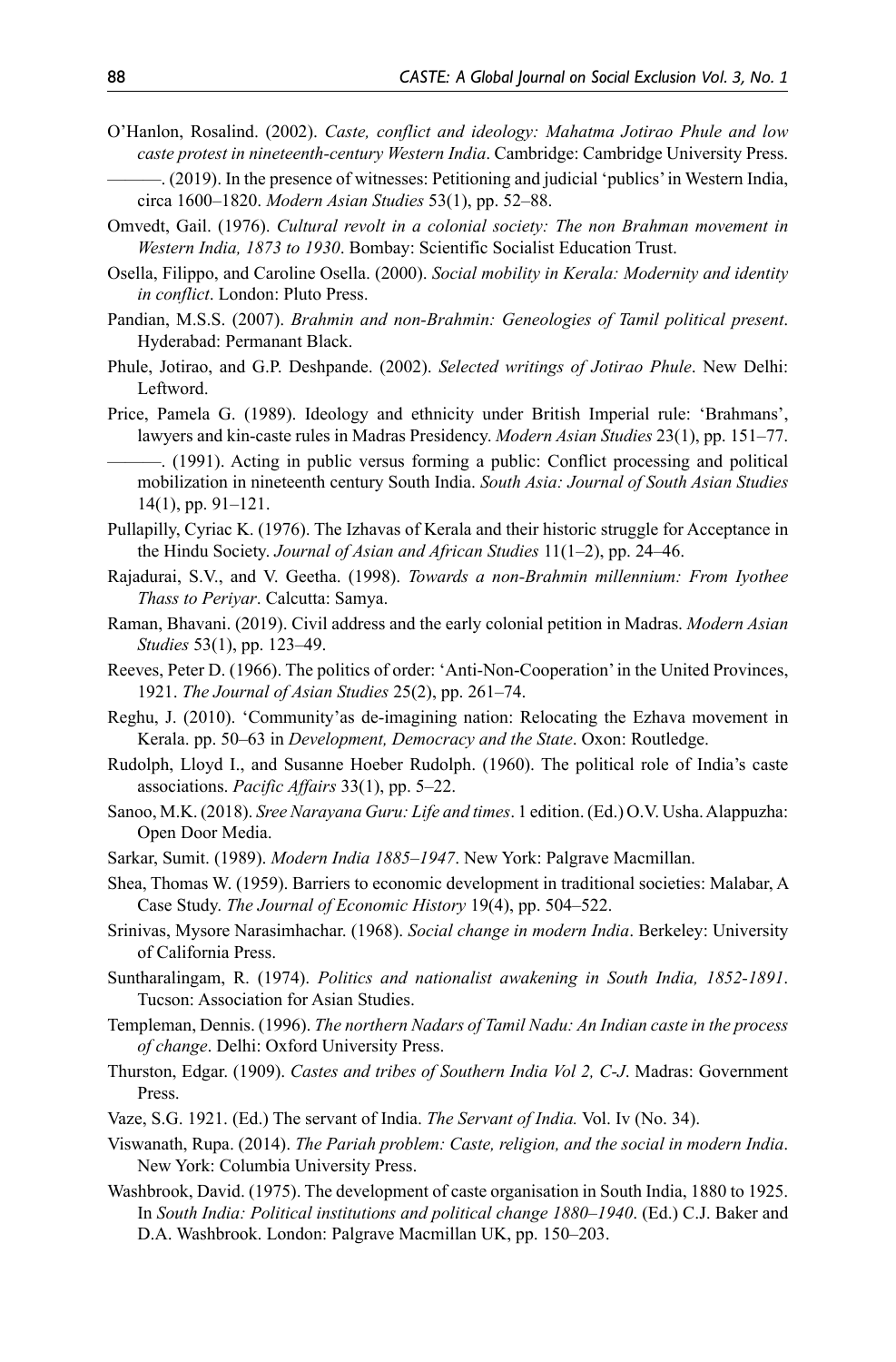O'Hanlon, Rosalind. (2002). *Caste, conflict and ideology: Mahatma Jotirao Phule and low caste protest in nineteenth-century Western India*. Cambridge: Cambridge University Press.

———. (2019). In the presence of witnesses: Petitioning and judicial 'publics' in Western India, circa 1600–1820. *Modern Asian Studies* 53(1), pp. 52–88.

Omvedt, Gail. (1976). *Cultural revolt in a colonial society: The non Brahman movement in Western India, 1873 to 1930*. Bombay: Scientific Socialist Education Trust.

Osella, Filippo, and Caroline Osella. (2000). *Social mobility in Kerala: Modernity and identity in conflict*. London: Pluto Press.

Pandian, M.S.S. (2007). *Brahmin and non-Brahmin: Geneologies of Tamil political present*. Hyderabad: Permanant Black.

Phule, Jotirao, and G.P. Deshpande. (2002). *Selected writings of Jotirao Phule*. New Delhi: Leftword.

Price, Pamela G. (1989). Ideology and ethnicity under British Imperial rule: 'Brahmans', lawyers and kin-caste rules in Madras Presidency. *Modern Asian Studies* 23(1), pp. 151–77.

———. (1991). Acting in public versus forming a public: Conflict processing and political mobilization in nineteenth century South India. *South Asia: Journal of South Asian Studies* 14(1), pp. 91–121.

Pullapilly, Cyriac K. (1976). The Izhavas of Kerala and their historic struggle for Acceptance in the Hindu Society. *Journal of Asian and African Studies* 11(1–2), pp. 24–46.

Rajadurai, S.V., and V. Geetha. (1998). *Towards a non-Brahmin millennium: From Iyothee Thass to Periyar*. Calcutta: Samya.

Raman, Bhavani. (2019). Civil address and the early colonial petition in Madras. *Modern Asian Studies* 53(1), pp. 123–49.

Reeves, Peter D. (1966). The politics of order: 'Anti-Non-Cooperation' in the United Provinces, 1921. *The Journal of Asian Studies* 25(2), pp. 261–74.

Reghu, J. (2010). 'Community'as de-imagining nation: Relocating the Ezhava movement in Kerala. pp. 50–63 in *Development, Democracy and the State*. Oxon: Routledge.

Rudolph, Lloyd I., and Susanne Hoeber Rudolph. (1960). The political role of India's caste associations. *Pacific Affairs* 33(1), pp. 5–22.

Sanoo, M.K. (2018). *Sree Narayana Guru: Life and times*. 1 edition. (Ed.) O.V. Usha. Alappuzha: Open Door Media.

Sarkar, Sumit. (1989). *Modern India 1885–1947*. New York: Palgrave Macmillan.

Shea, Thomas W. (1959). Barriers to economic development in traditional societies: Malabar, A Case Study. *The Journal of Economic History* 19(4), pp. 504–522.

Srinivas, Mysore Narasimhachar. (1968). *Social change in modern India*. Berkeley: University of California Press.

Suntharalingam, R. (1974). *Politics and nationalist awakening in South India, 1852-1891*. Tucson: Association for Asian Studies.

Templeman, Dennis. (1996). *The northern Nadars of Tamil Nadu: An Indian caste in the process of change*. Delhi: Oxford University Press.

Thurston, Edgar. (1909). *Castes and tribes of Southern India Vol 2, C-J*. Madras: Government Press.

Vaze, S.G. 1921. (Ed.) The servant of India. *The Servant of India.* Vol. Iv (No. 34).

Viswanath, Rupa. (2014). *The Pariah problem: Caste, religion, and the social in modern India*. New York: Columbia University Press.

Washbrook, David. (1975). The development of caste organisation in South India, 1880 to 1925. In *South India: Political institutions and political change 1880–1940*. (Ed.) C.J. Baker and D.A. Washbrook. London: Palgrave Macmillan UK, pp. 150–203.